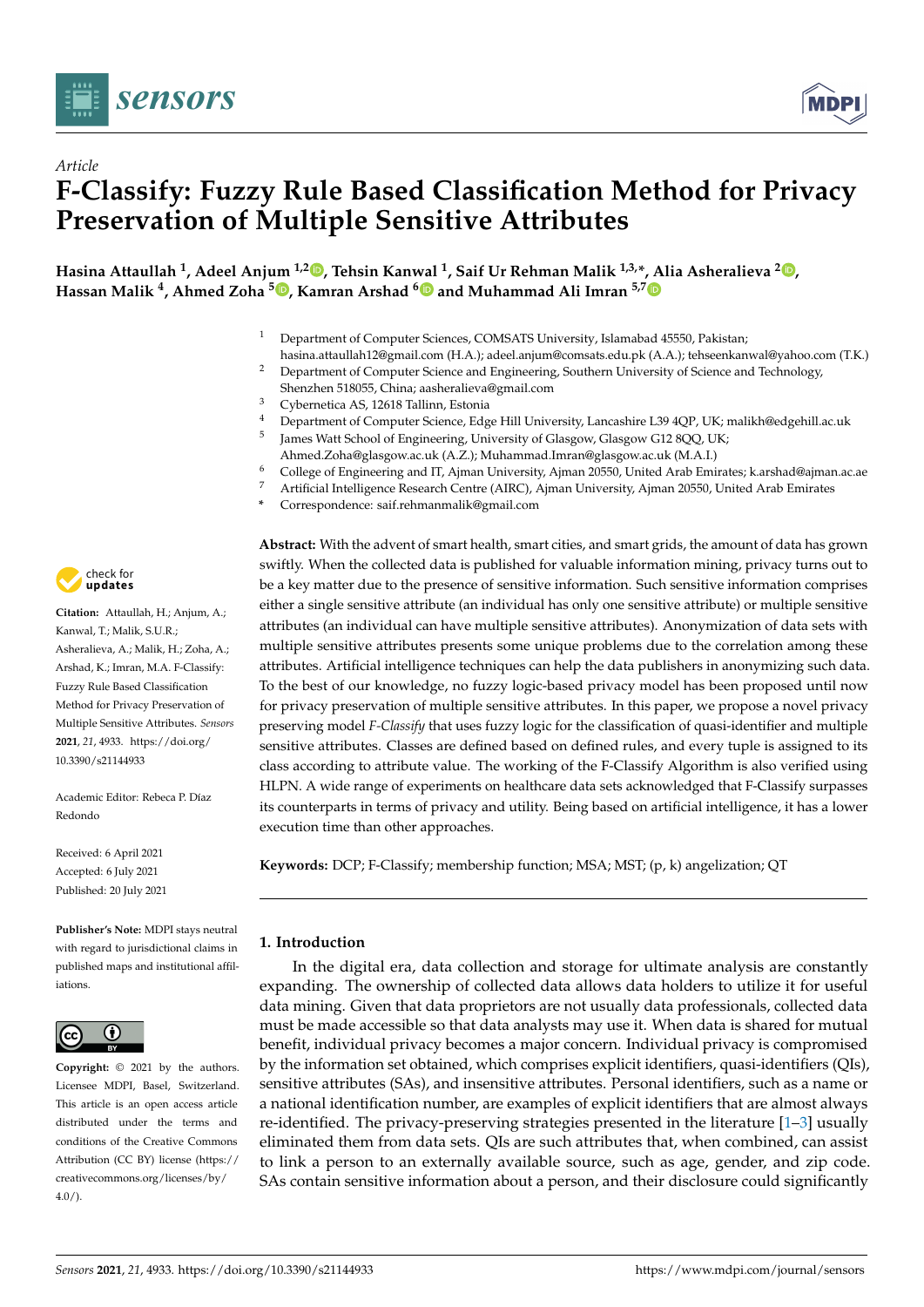*Article*

# F-Classify: Fuzzy Rule Based Classification Method for Privacy Preservation of Multiple Sensitive Attributes

**Hasina Attaullah [1], Adeel Anjum [1,2], Tehsin Kanwal [1], Saif Ur Rehman Malik [1,3,*], Alia Asheralieva [2], Hassan Malik [4], Ahmed Zoha [5], Kamran Arshad [6] and Muhammad Ali Imran [5,7]**

[1] Department of Computer Sciences, COMSATS University, Islamabad 45550, Pakistan; hasina.attaullah12@gmail.com (H.A.); adeel.anjum@comsats.edu.pk (A.A.); tehseenkanwal@yahoo.com (T.K.)
[2] Department of Computer Science and Engineering, Southern University of Science and Technology, Shenzhen 518055, China; aasheralieva@gmail.com
[3] Cybernetica AS, 12618 Tallinn, Estonia
[4] Department of Computer Science, Edge Hill University, Lancashire L39 4QP, UK; malikh@edgehill.ac.uk
[5] James Watt School of Engineering, University of Glasgow, Glasgow G12 8QQ, UK; Ahmed.Zoha@glasgow.ac.uk (A.Z.); Muhammad.Imran@glasgow.ac.uk (M.A.I.)
[6] College of Engineering and IT, Ajman University, Ajman 20550, United Arab Emirates; k.arshad@ajman.ac.ae
[7] Artificial Intelligence Research Centre (AIRC), Ajman University, Ajman 20550, United Arab Emirates
[*] Correspondence: saif.rehmanmalik@gmail.com

**Citation:** Attaullah, H.; Anjum, A.; Kanwal, T.; Malik, S.U.R.; Asheralieva, A.; Malik, H.; Zoha, A.; Arshad, K.; Imran, M.A. F-Classify: Fuzzy Rule Based Classification Method for Privacy Preservation of Multiple Sensitive Attributes. *Sensors* **2021**, *21*, 4933. https://doi.org/10.3390/s21144933

Academic Editor: Rebeca P. Díaz Redondo

Received: 6 April 2021
Accepted: 6 July 2021
Published: 20 July 2021

**Publisher's Note:** MDPI stays neutral with regard to jurisdictional claims in published maps and institutional affiliations.

**Copyright:** © 2021 by the authors. Licensee MDPI, Basel, Switzerland. This article is an open access article distributed under the terms and conditions of the Creative Commons Attribution (CC BY) license (https://creativecommons.org/licenses/by/4.0/).

**Abstract:** With the advent of smart health, smart cities, and smart grids, the amount of data has grown swiftly. When the collected data is published for valuable information mining, privacy turns out to be a key matter due to the presence of sensitive information. Such sensitive information comprises either a single sensitive attribute (an individual has only one sensitive attribute) or multiple sensitive attributes (an individual can have multiple sensitive attributes). Anonymization of data sets with multiple sensitive attributes presents some unique problems due to the correlation among these attributes. Artificial intelligence techniques can help the data publishers in anonymizing such data. To the best of our knowledge, no fuzzy logic-based privacy model has been proposed until now for privacy preservation of multiple sensitive attributes. In this paper, we propose a novel privacy preserving model *F-Classify* that uses fuzzy logic for the classification of quasi-identifier and multiple sensitive attributes. Classes are defined based on defined rules, and every tuple is assigned to its class according to attribute value. The working of the F-Classify Algorithm is also verified using HLPN. A wide range of experiments on healthcare data sets acknowledged that F-Classify surpasses its counterparts in terms of privacy and utility. Being based on artificial intelligence, it has a lower execution time than other approaches.

**Keywords:** DCP; F-Classify; membership function; MSA; MST; (p, k) angelization; QT

## 1. Introduction

In the digital era, data collection and storage for ultimate analysis are constantly expanding. The ownership of collected data allows data holders to utilize it for useful data mining. Given that data proprietors are not usually data professionals, collected data must be made accessible so that data analysts may use it. When data is shared for mutual benefit, individual privacy becomes a major concern. Individual privacy is compromised by the information set obtained, which comprises explicit identifiers, quasi-identifiers (QIs), sensitive attributes (SAs), and insensitive attributes. Personal identifiers, such as a name or a national identification number, are examples of explicit identifiers that are almost always re-identified. The privacy-preserving strategies presented in the literature [1–3] usually eliminated them from data sets. QIs are such attributes that, when combined, can assist to link a person to an externally available source, such as age, gender, and zip code. SAs contain sensitive information about a person, and their disclosure could significantly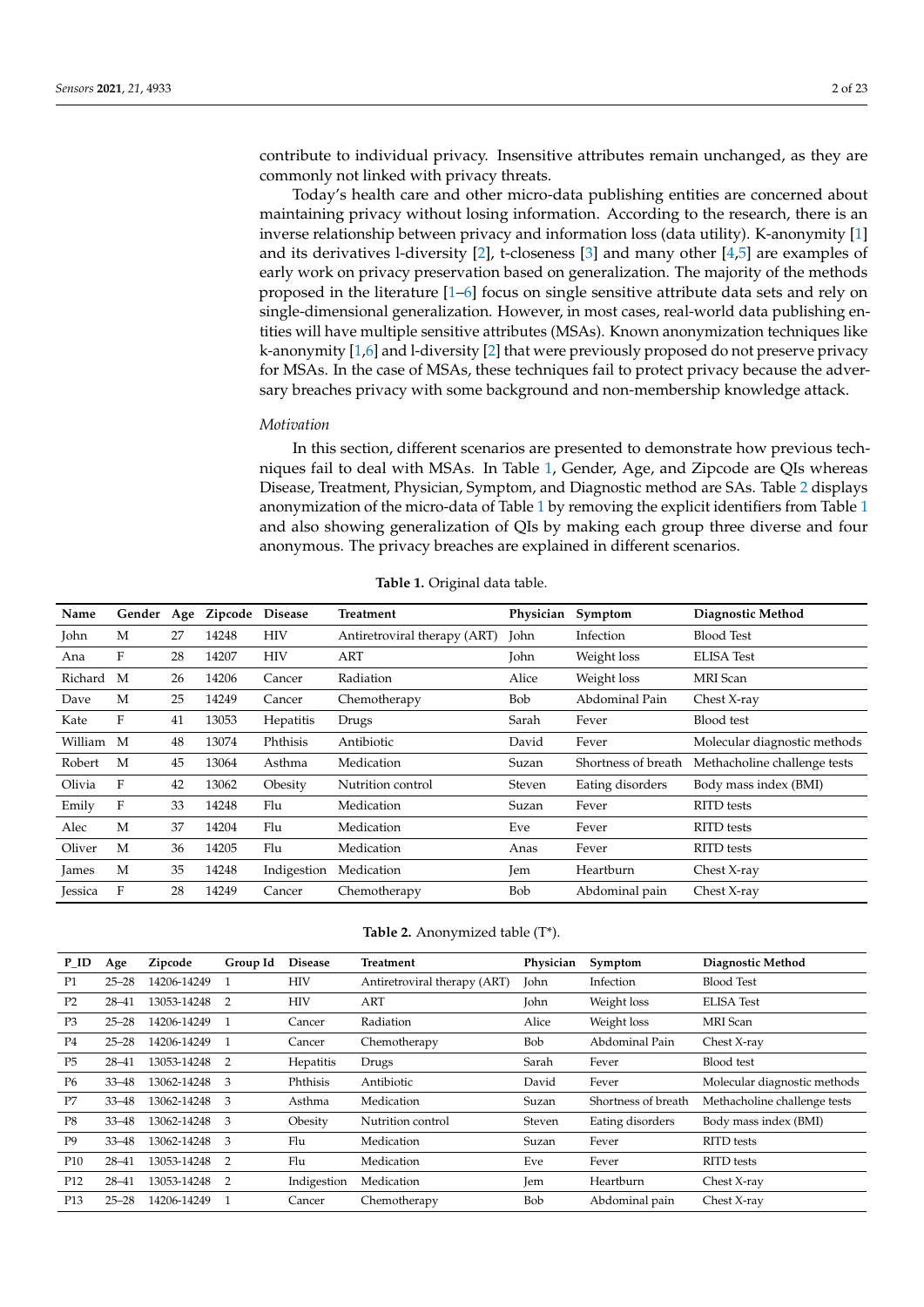contribute to individual privacy. Insensitive attributes remain unchanged, as they are commonly not linked with privacy threats.

Today's health care and other micro-data publishing entities are concerned about maintaining privacy without losing information. According to the research, there is an inverse relationship between privacy and information loss (data utility). K-anonymity [1] and its derivatives l-diversity [2], t-closeness [3] and many other [4,5] are examples of early work on privacy preservation based on generalization. The majority of the methods proposed in the literature [1–6] focus on single sensitive attribute data sets and rely on single-dimensional generalization. However, in most cases, real-world data publishing entities will have multiple sensitive attributes (MSAs). Known anonymization techniques like k-anonymity [1,6] and l-diversity [2] that were previously proposed do not preserve privacy for MSAs. In the case of MSAs, these techniques fail to protect privacy because the adversary breaches privacy with some background and non-membership knowledge attack.

*Motivation*

In this section, different scenarios are presented to demonstrate how previous techniques fail to deal with MSAs. In Table 1, Gender, Age, and Zipcode are QIs whereas Disease, Treatment, Physician, Symptom, and Diagnostic method are SAs. Table 2 displays anonymization of the micro-data of Table 1 by removing the explicit identifiers from Table 1 and also showing generalization of QIs by making each group three diverse and four anonymous. The privacy breaches are explained in different scenarios.

**Table 1.** Original data table.

| Name | Gender | Age | Zipcode | Disease | Treatment | Physician | Symptom | Diagnostic Method |
|---|---|---|---|---|---|---|---|---|
| John | M | 27 | 14248 | HIV | Antiretroviral therapy (ART) | John | Infection | Blood Test |
| Ana | F | 28 | 14207 | HIV | ART | John | Weight loss | ELISA Test |
| Richard | M | 26 | 14206 | Cancer | Radiation | Alice | Weight loss | MRI Scan |
| Dave | M | 25 | 14249 | Cancer | Chemotherapy | Bob | Abdominal Pain | Chest X-ray |
| Kate | F | 41 | 13053 | Hepatitis | Drugs | Sarah | Fever | Blood test |
| William | M | 48 | 13074 | Phthisis | Antibiotic | David | Fever | Molecular diagnostic methods |
| Robert | M | 45 | 13064 | Asthma | Medication | Suzan | Shortness of breath | Methacholine challenge tests |
| Olivia | F | 42 | 13062 | Obesity | Nutrition control | Steven | Eating disorders | Body mass index (BMI) |
| Emily | F | 33 | 14248 | Flu | Medication | Suzan | Fever | RITD tests |
| Alec | M | 37 | 14204 | Flu | Medication | Eve | Fever | RITD tests |
| Oliver | M | 36 | 14205 | Flu | Medication | Anas | Fever | RITD tests |
| James | M | 35 | 14248 | Indigestion | Medication | Jem | Heartburn | Chest X-ray |
| Jessica | F | 28 | 14249 | Cancer | Chemotherapy | Bob | Abdominal pain | Chest X-ray |

**Table 2.** Anonymized table (T*).

| P_ID | Age | Zipcode | Group Id | Disease | Treatment | Physician | Symptom | Diagnostic Method |
|---|---|---|---|---|---|---|---|---|
| P1 | 25–28 | 14206-14249 | 1 | HIV | Antiretroviral therapy (ART) | John | Infection | Blood Test |
| P2 | 28–41 | 13053-14248 | 2 | HIV | ART | John | Weight loss | ELISA Test |
| P3 | 25–28 | 14206-14249 | 1 | Cancer | Radiation | Alice | Weight loss | MRI Scan |
| P4 | 25–28 | 14206-14249 | 1 | Cancer | Chemotherapy | Bob | Abdominal Pain | Chest X-ray |
| P5 | 28–41 | 13053-14248 | 2 | Hepatitis | Drugs | Sarah | Fever | Blood test |
| P6 | 33–48 | 13062-14248 | 3 | Phthisis | Antibiotic | David | Fever | Molecular diagnostic methods |
| P7 | 33–48 | 13062-14248 | 3 | Asthma | Medication | Suzan | Shortness of breath | Methacholine challenge tests |
| P8 | 33–48 | 13062-14248 | 3 | Obesity | Nutrition control | Steven | Eating disorders | Body mass index (BMI) |
| P9 | 33–48 | 13062-14248 | 3 | Flu | Medication | Suzan | Fever | RITD tests |
| P10 | 28–41 | 13053-14248 | 2 | Flu | Medication | Eve | Fever | RITD tests |
| P12 | 28–41 | 13053-14248 | 2 | Indigestion | Medication | Jem | Heartburn | Chest X-ray |
| P13 | 25–28 | 14206-14249 | 1 | Cancer | Chemotherapy | Bob | Abdominal pain | Chest X-ray |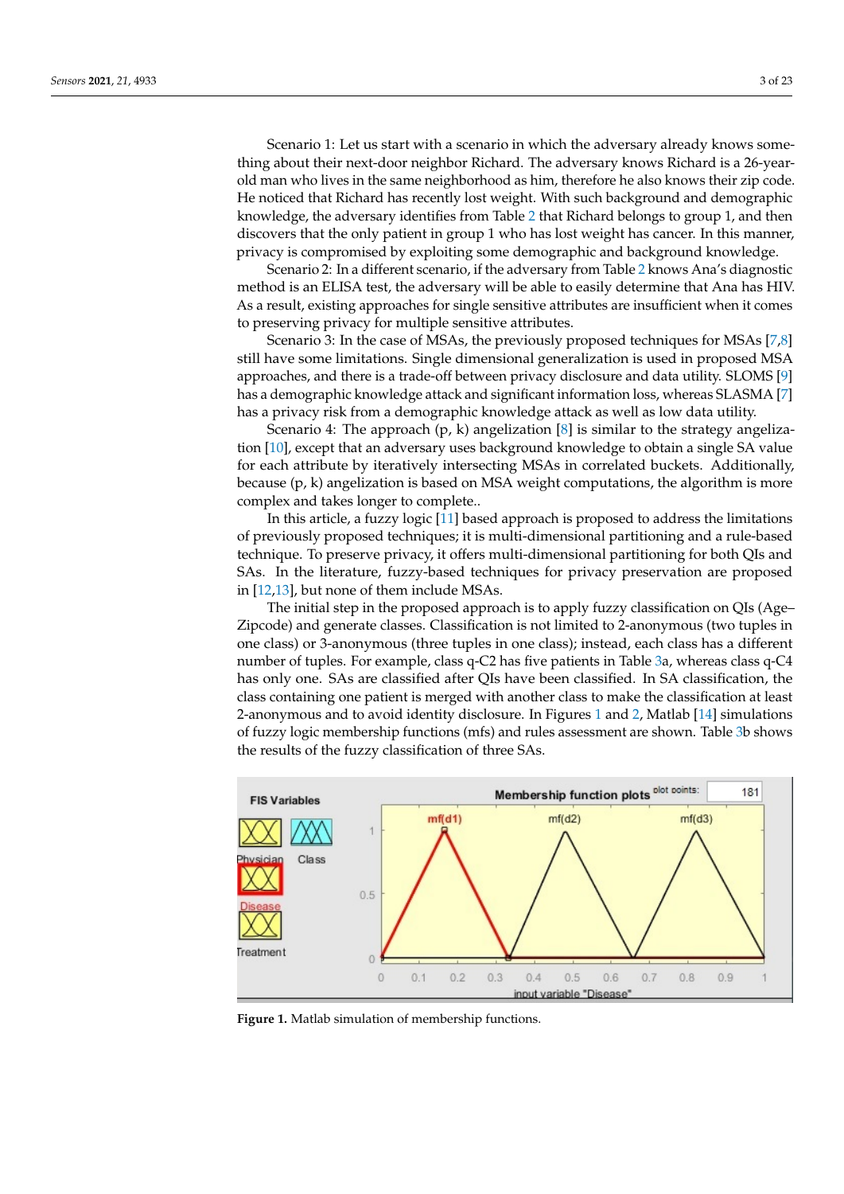Scenario 1: Let us start with a scenario in which the adversary already knows something about their next-door neighbor Richard. The adversary knows Richard is a 26-year-old man who lives in the same neighborhood as him, therefore he also knows their zip code. He noticed that Richard has recently lost weight. With such background and demographic knowledge, the adversary identifies from Table 2 that Richard belongs to group 1, and then discovers that the only patient in group 1 who has lost weight has cancer. In this manner, privacy is compromised by exploiting some demographic and background knowledge.

Scenario 2: In a different scenario, if the adversary from Table 2 knows Ana's diagnostic method is an ELISA test, the adversary will be able to easily determine that Ana has HIV. As a result, existing approaches for single sensitive attributes are insufficient when it comes to preserving privacy for multiple sensitive attributes.

Scenario 3: In the case of MSAs, the previously proposed techniques for MSAs [7,8] still have some limitations. Single dimensional generalization is used in proposed MSA approaches, and there is a trade-off between privacy disclosure and data utility. SLOMS [9] has a demographic knowledge attack and significant information loss, whereas SLASMA [7] has a privacy risk from a demographic knowledge attack as well as low data utility.

Scenario 4: The approach (p, k) angelization [8] is similar to the strategy angelization [10], except that an adversary uses background knowledge to obtain a single SA value for each attribute by iteratively intersecting MSAs in correlated buckets. Additionally, because (p, k) angelization is based on MSA weight computations, the algorithm is more complex and takes longer to complete..

In this article, a fuzzy logic [11] based approach is proposed to address the limitations of previously proposed techniques; it is multi-dimensional partitioning and a rule-based technique. To preserve privacy, it offers multi-dimensional partitioning for both QIs and SAs. In the literature, fuzzy-based techniques for privacy preservation are proposed in [12,13], but none of them include MSAs.

The initial step in the proposed approach is to apply fuzzy classification on QIs (Age–Zipcode) and generate classes. Classification is not limited to 2-anonymous (two tuples in one class) or 3-anonymous (three tuples in one class); instead, each class has a different number of tuples. For example, class q-C2 has five patients in Table 3a, whereas class q-C4 has only one. SAs are classified after QIs have been classified. In SA classification, the class containing one patient is merged with another class to make the classification at least 2-anonymous and to avoid identity disclosure. In Figures 1 and 2, Matlab [14] simulations of fuzzy logic membership functions (mfs) and rules assessment are shown. Table 3b shows the results of the fuzzy classification of three SAs.

FIS Variables
Physician
Class
Disease
Treatment
Membership function plots
plot points: 181
mf(d1)
mf(d2)
mf(d3)
1
0.5
0
0 0.1 0.2 0.3 0.4 0.5 0.6 0.7 0.8 0.9 1
input variable "Disease"

**Figure 1.** Matlab simulation of membership functions.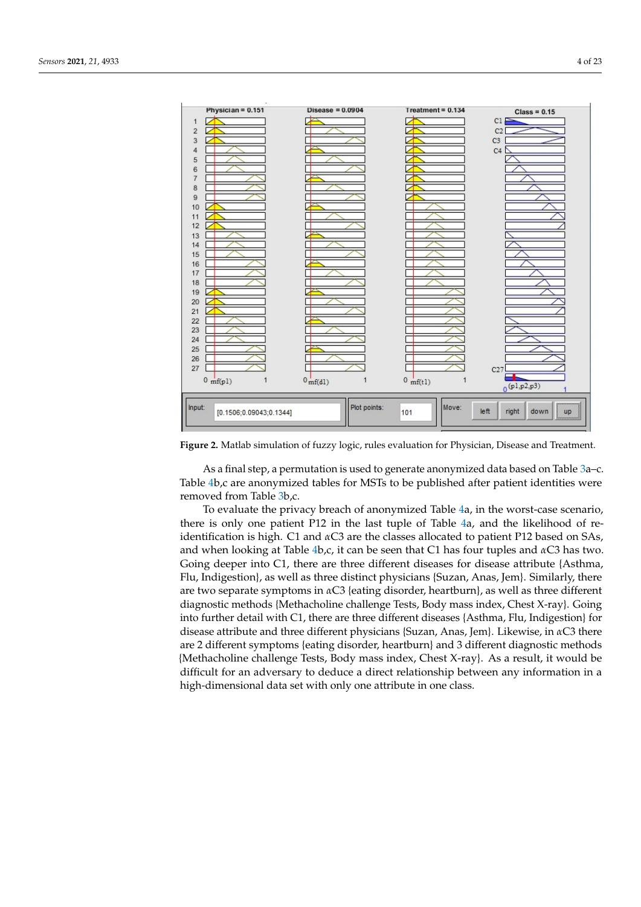**Figure 2.** Matlab simulation of fuzzy logic, rules evaluation for Physician, Disease and Treatment.

As a final step, a permutation is used to generate anonymized data based on Table 3a–c. Table 4b,c are anonymized tables for MSTs to be published after patient identities were removed from Table 3b,c.

To evaluate the privacy breach of anonymized Table 4a, in the worst-case scenario, there is only one patient P12 in the last tuple of Table 4a, and the likelihood of re-identification is high. C1 and $\alpha$C3 are the classes allocated to patient P12 based on SAs, and when looking at Table 4b,c, it can be seen that C1 has four tuples and $\alpha$C3 has two. Going deeper into C1, there are three different diseases for disease attribute {Asthma, Flu, Indigestion}, as well as three distinct physicians {Suzan, Anas, Jem}. Similarly, there are two separate symptoms in $\alpha$C3 {eating disorder, heartburn}, as well as three different diagnostic methods {Methacholine challenge Tests, Body mass index, Chest X-ray}. Going into further detail with C1, there are three different diseases {Asthma, Flu, Indigestion} for disease attribute and three different physicians {Suzan, Anas, Jem}. Likewise, in $\alpha$C3 there are 2 different symptoms {eating disorder, heartburn} and 3 different diagnostic methods {Methacholine challenge Tests, Body mass index, Chest X-ray}. As a result, it would be difficult for an adversary to deduce a direct relationship between any information in a high-dimensional data set with only one attribute in one class.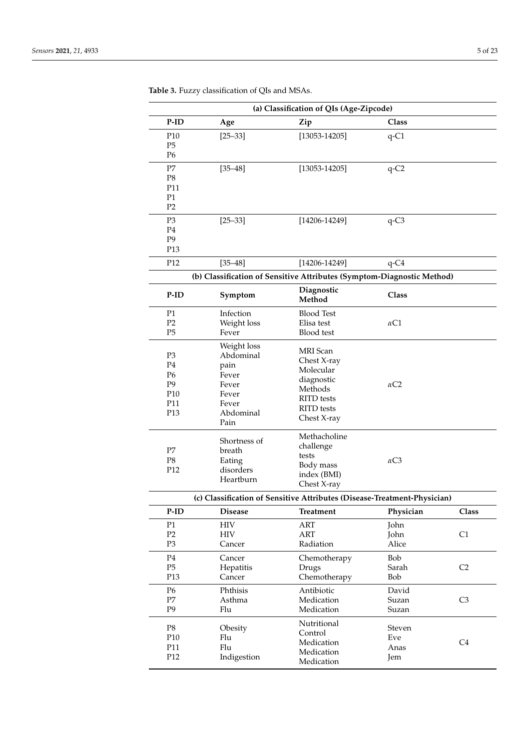**Table 3.** Fuzzy classification of QIs and MSAs.

(a) Classification of QIs (Age-Zipcode)

| P-ID | Age | Zip | Class |
|---|---|---|---|
| P10<br>P5<br>P6 | [25–33] | [13053-14205] | q-C1 |
| P7<br>P8<br>P11<br>P1<br>P2 | [35–48] | [13053-14205] | q-C2 |
| P3<br>P4<br>P9<br>P13 | [25–33] | [14206-14249] | q-C3 |
| P12 | [35–48] | [14206-14249] | q-C4 |

(b) Classification of Sensitive Attributes (Symptom-Diagnostic Method)

| P-ID | Symptom | Diagnostic Method | Class |
|---|---|---|---|
| P1<br>P2<br>P5 | Infection<br>Weight loss<br>Fever | Blood Test<br>Elisa test<br>Blood test | $\alpha$C1 |
| P3<br>P4<br>P6<br>P9<br>P10<br>P11<br>P13 | Weight loss<br>Abdominal pain<br>Fever<br>Fever<br>Fever<br>Fever<br>Abdominal Pain | MRI Scan<br>Chest X-ray<br>Molecular diagnostic Methods<br>RITD tests<br>RITD tests<br>Chest X-ray | $\alpha$C2 |
| P7<br>P8<br>P12 | Shortness of breath<br>Eating disorders<br>Heartburn | Methacholine challenge tests<br>Body mass index (BMI)<br>Chest X-ray | $\alpha$C3 |

(c) Classification of Sensitive Attributes (Disease-Treatment-Physician)

| P-ID | Disease | Treatment | Physician | Class |
|---|---|---|---|---|
| P1<br>P2<br>P3 | HIV<br>HIV<br>Cancer | ART<br>ART<br>Radiation | John<br>John<br>Alice | C1 |
| P4<br>P5<br>P13 | Cancer<br>Hepatitis<br>Cancer | Chemotherapy<br>Drugs<br>Chemotherapy | Bob<br>Sarah<br>Bob | C2 |
| P6<br>P7<br>P9 | Phthisis<br>Asthma<br>Flu | Antibiotic<br>Medication<br>Medication | David<br>Suzan<br>Suzan | C3 |
| P8<br>P10<br>P11<br>P12 | Obesity<br>Flu<br>Flu<br>Indigestion | Nutritional Control<br>Medication<br>Medication<br>Medication | Steven<br>Eve<br>Anas<br>Jem | C4 |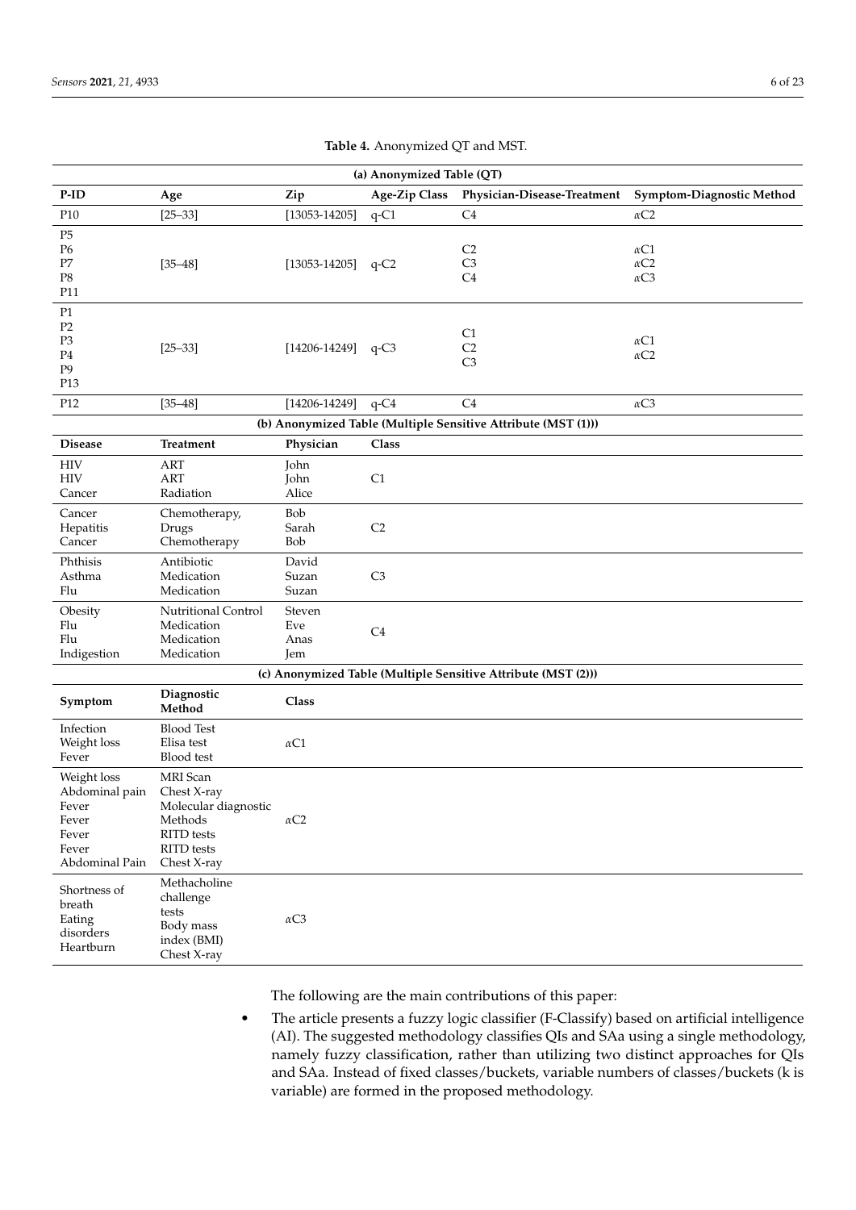**Table 4.** Anonymized QT and MST.

(a) Anonymized Table (QT)

| P-ID | Age | Zip | Age-Zip Class | Physician-Disease-Treatment | Symptom-Diagnostic Method |
|---|---|---|---|---|---|
| P10 | [25–33] | [13053-14205] | q-C1 | C4 | αC2 |
| P5<br>P6<br>P7<br>P8<br>P11 | [35–48] | [13053-14205] | q-C2 | C2<br>C3<br>C4 | αC1<br>αC2<br>αC3 |
| P1<br>P2<br>P3<br>P4<br>P9<br>P13 | [25–33] | [14206-14249] | q-C3 | C1<br>C2<br>C3 | αC1<br>αC2 |
| P12 | [35–48] | [14206-14249] | q-C4 | C4 | αC3 |

(b) Anonymized Table (Multiple Sensitive Attribute (MST (1)))

| Disease | Treatment | Physician | Class |
|---|---|---|---|
| HIV<br>HIV<br>Cancer | ART<br>ART<br>Radiation | John<br>John<br>Alice | C1 |
| Cancer<br>Hepatitis<br>Cancer | Chemotherapy,<br>Drugs<br>Chemotherapy | Bob<br>Sarah<br>Bob | C2 |
| Phthisis<br>Asthma<br>Flu | Antibiotic<br>Medication<br>Medication | David<br>Suzan<br>Suzan | C3 |
| Obesity<br>Flu<br>Flu<br>Indigestion | Nutritional Control<br>Medication<br>Medication<br>Medication | Steven<br>Eve<br>Anas<br>Jem | C4 |

(c) Anonymized Table (Multiple Sensitive Attribute (MST (2)))

| Symptom | Diagnostic Method | Class |
|---|---|---|
| Infection<br>Weight loss<br>Fever | Blood Test<br>Elisa test<br>Blood test | αC1 |
| Weight loss<br>Abdominal pain<br>Fever<br>Fever<br>Fever<br>Abdominal Pain | MRI Scan<br>Chest X-ray<br>Molecular diagnostic Methods<br>RITD tests<br>RITD tests<br>Chest X-ray | αC2 |
| Shortness of breath<br>Eating disorders<br>Heartburn | Methacholine challenge tests<br>Body mass index (BMI)<br>Chest X-ray | αC3 |

The following are the main contributions of this paper:

- The article presents a fuzzy logic classifier (F-Classify) based on artificial intelligence (AI). The suggested methodology classifies QIs and SAa using a single methodology, namely fuzzy classification, rather than utilizing two distinct approaches for QIs and SAa. Instead of fixed classes/buckets, variable numbers of classes/buckets (k is variable) are formed in the proposed methodology.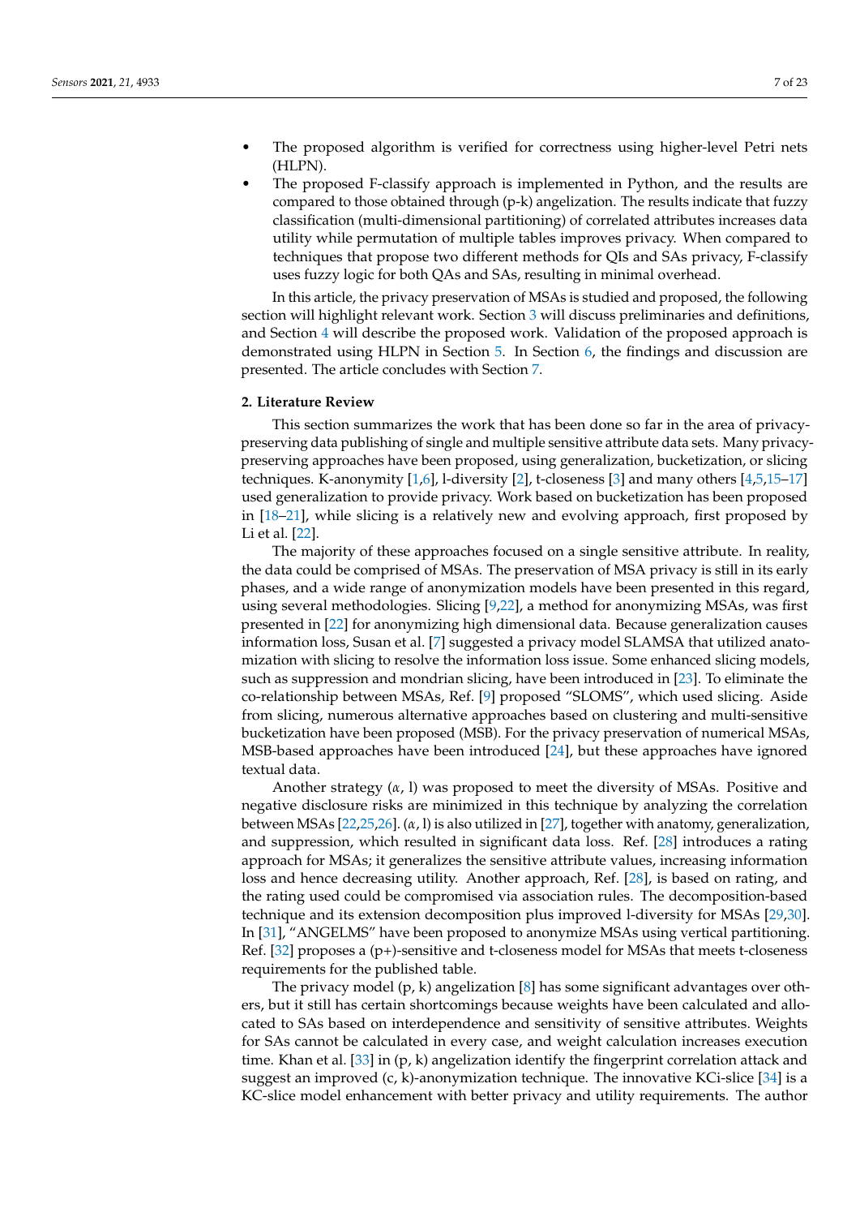- The proposed algorithm is verified for correctness using higher-level Petri nets (HLPN).
- The proposed F-classify approach is implemented in Python, and the results are compared to those obtained through (p-k) angelization. The results indicate that fuzzy classification (multi-dimensional partitioning) of correlated attributes increases data utility while permutation of multiple tables improves privacy. When compared to techniques that propose two different methods for QIs and SAs privacy, F-classify uses fuzzy logic for both QAs and SAs, resulting in minimal overhead.

In this article, the privacy preservation of MSAs is studied and proposed, the following section will highlight relevant work. Section 3 will discuss preliminaries and definitions, and Section 4 will describe the proposed work. Validation of the proposed approach is demonstrated using HLPN in Section 5. In Section 6, the findings and discussion are presented. The article concludes with Section 7.

## 2. Literature Review

This section summarizes the work that has been done so far in the area of privacy-preserving data publishing of single and multiple sensitive attribute data sets. Many privacy-preserving approaches have been proposed, using generalization, bucketization, or slicing techniques. K-anonymity [1,6], l-diversity [2], t-closeness [3] and many others [4,5,15–17] used generalization to provide privacy. Work based on bucketization has been proposed in [18–21], while slicing is a relatively new and evolving approach, first proposed by Li et al. [22].

The majority of these approaches focused on a single sensitive attribute. In reality, the data could be comprised of MSAs. The preservation of MSA privacy is still in its early phases, and a wide range of anonymization models have been presented in this regard, using several methodologies. Slicing [9,22], a method for anonymizing MSAs, was first presented in [22] for anonymizing high dimensional data. Because generalization causes information loss, Susan et al. [7] suggested a privacy model SLAMSA that utilized anatomization with slicing to resolve the information loss issue. Some enhanced slicing models, such as suppression and mondrian slicing, have been introduced in [23]. To eliminate the co-relationship between MSAs, Ref. [9] proposed "SLOMS", which used slicing. Aside from slicing, numerous alternative approaches based on clustering and multi-sensitive bucketization have been proposed (MSB). For the privacy preservation of numerical MSAs, MSB-based approaches have been introduced [24], but these approaches have ignored textual data.

Another strategy ($\alpha$, l) was proposed to meet the diversity of MSAs. Positive and negative disclosure risks are minimized in this technique by analyzing the correlation between MSAs [22,25,26]. ($\alpha$, l) is also utilized in [27], together with anatomy, generalization, and suppression, which resulted in significant data loss. Ref. [28] introduces a rating approach for MSAs; it generalizes the sensitive attribute values, increasing information loss and hence decreasing utility. Another approach, Ref. [28], is based on rating, and the rating used could be compromised via association rules. The decomposition-based technique and its extension decomposition plus improved l-diversity for MSAs [29,30]. In [31], "ANGELMS" have been proposed to anonymize MSAs using vertical partitioning. Ref. [32] proposes a (p+)-sensitive and t-closeness model for MSAs that meets t-closeness requirements for the published table.

The privacy model (p, k) angelization [8] has some significant advantages over others, but it still has certain shortcomings because weights have been calculated and allocated to SAs based on interdependence and sensitivity of sensitive attributes. Weights for SAs cannot be calculated in every case, and weight calculation increases execution time. Khan et al. [33] in (p, k) angelization identify the fingerprint correlation attack and suggest an improved (c, k)-anonymization technique. The innovative KCi-slice [34] is a KC-slice model enhancement with better privacy and utility requirements. The author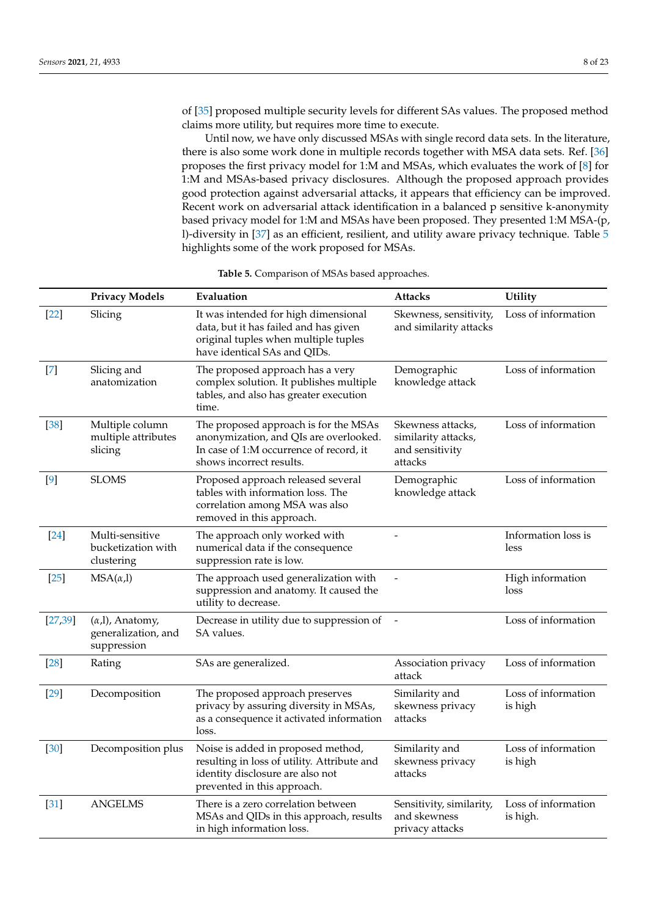of [35] proposed multiple security levels for different SAs values. The proposed method claims more utility, but requires more time to execute.

Until now, we have only discussed MSAs with single record data sets. In the literature, there is also some work done in multiple records together with MSA data sets. Ref. [36] proposes the first privacy model for 1:M and MSAs, which evaluates the work of [8] for 1:M and MSAs-based privacy disclosures. Although the proposed approach provides good protection against adversarial attacks, it appears that efficiency can be improved. Recent work on adversarial attack identification in a balanced p sensitive k-anonymity based privacy model for 1:M and MSAs have been proposed. They presented 1:M MSA-(p, l)-diversity in [37] as an efficient, resilient, and utility aware privacy technique. Table 5 highlights some of the work proposed for MSAs.

**Table 5.** Comparison of MSAs based approaches.

| | Privacy Models | Evaluation | Attacks | Utility |
|---|---|---|---|---|
| [22] | Slicing | It was intended for high dimensional data, but it has failed and has given original tuples when multiple tuples have identical SAs and QIDs. | Skewness, sensitivity, and similarity attacks | Loss of information |
| [7] | Slicing and anatomization | The proposed approach has a very complex solution. It publishes multiple tables, and also has greater execution time. | Demographic knowledge attack | Loss of information |
| [38] | Multiple column multiple attributes slicing | The proposed approach is for the MSAs anonymization, and QIs are overlooked. In case of 1:M occurrence of record, it shows incorrect results. | Skewness attacks, similarity attacks, and sensitivity attacks | Loss of information |
| [9] | SLOMS | Proposed approach released several tables with information loss. The correlation among MSA was also removed in this approach. | Demographic knowledge attack | Loss of information |
| [24] | Multi-sensitive bucketization with clustering | The approach only worked with numerical data if the consequence suppression rate is low. | - | Information loss is less |
| [25] | MSA($\alpha$,l) | The approach used generalization with suppression and anatomy. It caused the utility to decrease. | - | High information loss |
| [27,39] | ($\alpha$,l), Anatomy, generalization, and suppression | Decrease in utility due to suppression of SA values. | - | Loss of information |
| [28] | Rating | SAs are generalized. | Association privacy attack | Loss of information |
| [29] | Decomposition | The proposed approach preserves privacy by assuring diversity in MSAs, as a consequence it activated information loss. | Similarity and skewness privacy attacks | Loss of information is high |
| [30] | Decomposition plus | Noise is added in proposed method, resulting in loss of utility. Attribute and identity disclosure are also not prevented in this approach. | Similarity and skewness privacy attacks | Loss of information is high |
| [31] | ANGELMS | There is a zero correlation between MSAs and QIDs in this approach, results in high information loss. | Sensitivity, similarity, and skewness privacy attacks | Loss of information is high. |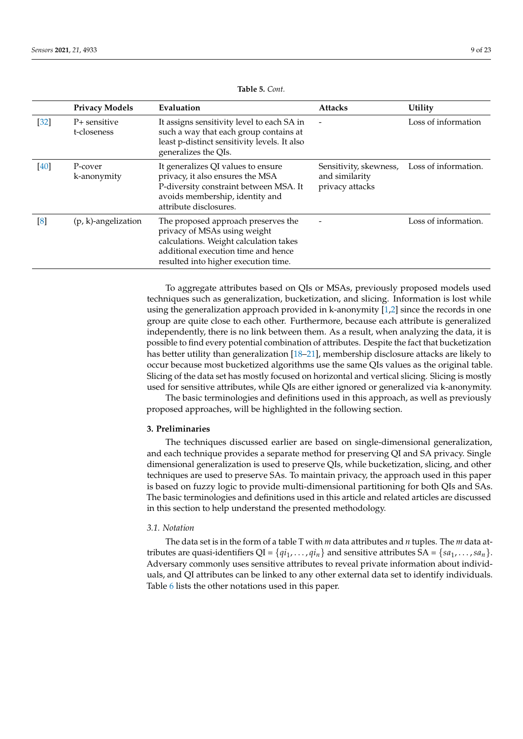**Table 5.** *Cont.*

| | Privacy Models | Evaluation | Attacks | Utility |
|---|---|---|---|---|
| [32] | P+ sensitive t-closeness | It assigns sensitivity level to each SA in such a way that each group contains at least p-distinct sensitivity levels. It also generalizes the QIs. | - | Loss of information |
| [40] | P-cover k-anonymity | It generalizes QI values to ensure privacy, it also ensures the MSA P-diversity constraint between MSA. It avoids membership, identity and attribute disclosures. | Sensitivity, skewness, and similarity privacy attacks | Loss of information. |
| [8] | (p, k)-angelization | The proposed approach preserves the privacy of MSAs using weight calculations. Weight calculation takes additional execution time and hence resulted into higher execution time. | - | Loss of information. |

To aggregate attributes based on QIs or MSAs, previously proposed models used techniques such as generalization, bucketization, and slicing. Information is lost while using the generalization approach provided in k-anonymity [1,2] since the records in one group are quite close to each other. Furthermore, because each attribute is generalized independently, there is no link between them. As a result, when analyzing the data, it is possible to find every potential combination of attributes. Despite the fact that bucketization has better utility than generalization [18–21], membership disclosure attacks are likely to occur because most bucketized algorithms use the same QIs values as the original table. Slicing of the data set has mostly focused on horizontal and vertical slicing. Slicing is mostly used for sensitive attributes, while QIs are either ignored or generalized via k-anonymity.

The basic terminologies and definitions used in this approach, as well as previously proposed approaches, will be highlighted in the following section.

## 3. Preliminaries

The techniques discussed earlier are based on single-dimensional generalization, and each technique provides a separate method for preserving QI and SA privacy. Single dimensional generalization is used to preserve QIs, while bucketization, slicing, and other techniques are used to preserve SAs. To maintain privacy, the approach used in this paper is based on fuzzy logic to provide multi-dimensional partitioning for both QIs and SAs. The basic terminologies and definitions used in this article and related articles are discussed in this section to help understand the presented methodology.

### 3.1. Notation

The data set is in the form of a table T with $m$ data attributes and $n$ tuples. The $m$ data attributes are quasi-identifiers QI = $\{qi_1, \ldots, qi_n\}$ and sensitive attributes SA = $\{sa_1, \ldots, sa_n\}$. Adversary commonly uses sensitive attributes to reveal private information about individuals, and QI attributes can be linked to any other external data set to identify individuals. Table 6 lists the other notations used in this paper.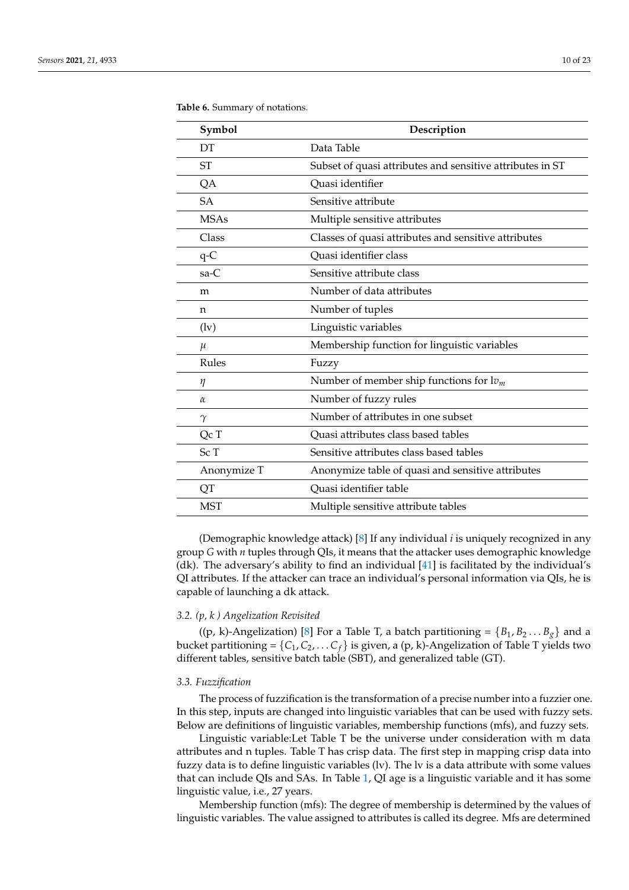**Table 6.** Summary of notations.

| Symbol | Description |
|---|---|
| DT | Data Table |
| ST | Subset of quasi attributes and sensitive attributes in ST |
| QA | Quasi identifier |
| SA | Sensitive attribute |
| MSAs | Multiple sensitive attributes |
| Class | Classes of quasi attributes and sensitive attributes |
| q-C | Quasi identifier class |
| sa-C | Sensitive attribute class |
| m | Number of data attributes |
| n | Number of tuples |
| (lv) | Linguistic variables |
| $\mu$ | Membership function for linguistic variables |
| Rules | Fuzzy |
| $\eta$ | Number of member ship functions for $lv_m$ |
| $\alpha$ | Number of fuzzy rules |
| $\gamma$ | Number of attributes in one subset |
| Qc T | Quasi attributes class based tables |
| Sc T | Sensitive attributes class based tables |
| Anonymize T | Anonymize table of quasi and sensitive attributes |
| QT | Quasi identifier table |
| MST | Multiple sensitive attribute tables |

(Demographic knowledge attack) [8] If any individual $i$ is uniquely recognized in any group $G$ with $n$ tuples through QIs, it means that the attacker uses demographic knowledge (dk). The adversary's ability to find an individual [41] is facilitated by the individual's QI attributes. If the attacker can trace an individual's personal information via QIs, he is capable of launching a dk attack.

### 3.2. (p, k ) Angelization Revisited

((p, k)-Angelization) [8] For a Table T, a batch partitioning = $\{B_1, B_2 \ldots B_g\}$ and a bucket partitioning = $\{C_1, C_2, \ldots C_f\}$ is given, a (p, k)-Angelization of Table T yields two different tables, sensitive batch table (SBT), and generalized table (GT).

### 3.3. Fuzzification

The process of fuzzification is the transformation of a precise number into a fuzzier one. In this step, inputs are changed into linguistic variables that can be used with fuzzy sets. Below are definitions of linguistic variables, membership functions (mfs), and fuzzy sets.

Linguistic variable:Let Table T be the universe under consideration with m data attributes and n tuples. Table T has crisp data. The first step in mapping crisp data into fuzzy data is to define linguistic variables (lv). The lv is a data attribute with some values that can include QIs and SAs. In Table 1, QI age is a linguistic variable and it has some linguistic value, i.e., 27 years.

Membership function (mfs): The degree of membership is determined by the values of linguistic variables. The value assigned to attributes is called its degree. Mfs are determined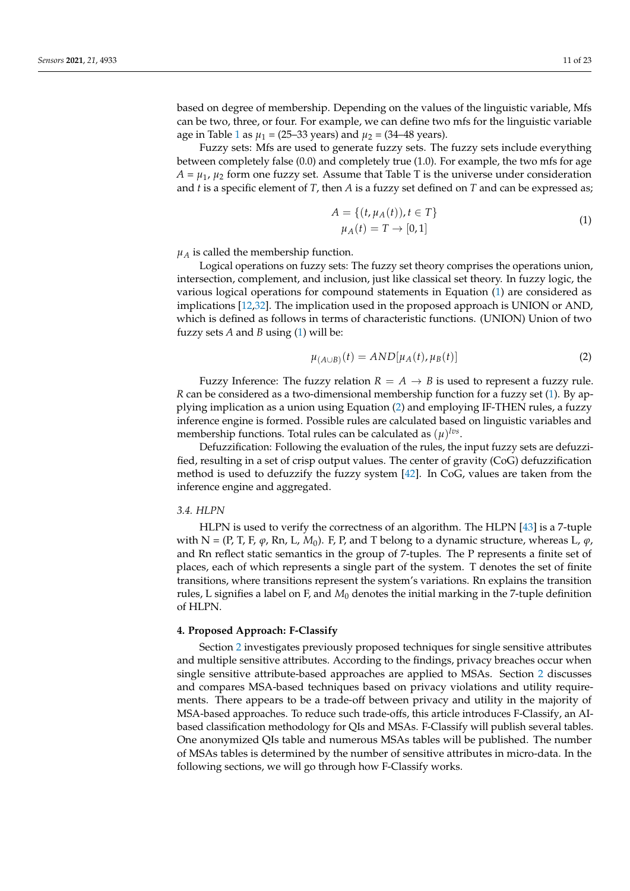based on degree of membership. Depending on the values of the linguistic variable, Mfs can be two, three, or four. For example, we can define two mfs for the linguistic variable age in Table 1 as $\mu_1$ = (25–33 years) and $\mu_2$ = (34–48 years).

Fuzzy sets: Mfs are used to generate fuzzy sets. The fuzzy sets include everything between completely false (0.0) and completely true (1.0). For example, the two mfs for age $A = \mu_1, \mu_2$ form one fuzzy set. Assume that Table T is the universe under consideration and $t$ is a specific element of $T$, then $A$ is a fuzzy set defined on $T$ and can be expressed as;

$$
\begin{aligned}
A &= \{(t, \mu_A(t)), t \in T\} \\
\mu_A(t) &= T \rightarrow [0,1]
\end{aligned} \tag{1}
$$

$\mu_A$ is called the membership function.

Logical operations on fuzzy sets: The fuzzy set theory comprises the operations union, intersection, complement, and inclusion, just like classical set theory. In fuzzy logic, the various logical operations for compound statements in Equation (1) are considered as implications [12,32]. The implication used in the proposed approach is UNION or AND, which is defined as follows in terms of characteristic functions. (UNION) Union of two fuzzy sets $A$ and $B$ using (1) will be:

$$
\mu_{(A \cup B)}(t) = AND[\mu_A(t), \mu_B(t)] \tag{2}
$$

Fuzzy Inference: The fuzzy relation $R = A \rightarrow B$ is used to represent a fuzzy rule. $R$ can be considered as a two-dimensional membership function for a fuzzy set (1). By applying implication as a union using Equation (2) and employing IF-THEN rules, a fuzzy inference engine is formed. Possible rules are calculated based on linguistic variables and membership functions. Total rules can be calculated as $(\mu)^{lvs}$.

Defuzzification: Following the evaluation of the rules, the input fuzzy sets are defuzzified, resulting in a set of crisp output values. The center of gravity (CoG) defuzzification method is used to defuzzify the fuzzy system [42]. In CoG, values are taken from the inference engine and aggregated.

### 3.4. HLPN

HLPN is used to verify the correctness of an algorithm. The HLPN [43] is a 7-tuple with N = (P, T, F, $\varphi$, Rn, L, $M_0$). F, P, and T belong to a dynamic structure, whereas L, $\varphi$, and Rn reflect static semantics in the group of 7-tuples. The P represents a finite set of places, each of which represents a single part of the system. T denotes the set of finite transitions, where transitions represent the system's variations. Rn explains the transition rules, L signifies a label on F, and $M_0$ denotes the initial marking in the 7-tuple definition of HLPN.

## 4. Proposed Approach: F-Classify

Section 2 investigates previously proposed techniques for single sensitive attributes and multiple sensitive attributes. According to the findings, privacy breaches occur when single sensitive attribute-based approaches are applied to MSAs. Section 2 discusses and compares MSA-based techniques based on privacy violations and utility requirements. There appears to be a trade-off between privacy and utility in the majority of MSA-based approaches. To reduce such trade-offs, this article introduces F-Classify, an AI-based classification methodology for QIs and MSAs. F-Classify will publish several tables. One anonymized QIs table and numerous MSAs tables will be published. The number of MSAs tables is determined by the number of sensitive attributes in micro-data. In the following sections, we will go through how F-Classify works.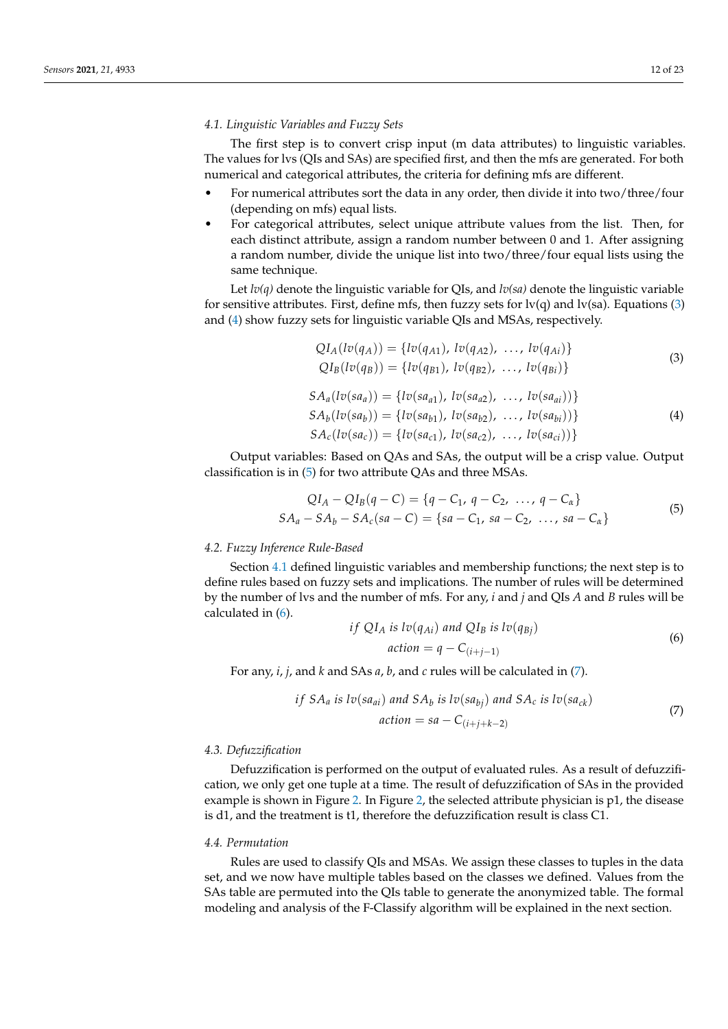### 4.1. Linguistic Variables and Fuzzy Sets

The first step is to convert crisp input (m data attributes) to linguistic variables. The values for lvs (QIs and SAs) are specified first, and then the mfs are generated. For both numerical and categorical attributes, the criteria for defining mfs are different.

- For numerical attributes sort the data in any order, then divide it into two/three/four (depending on mfs) equal lists.
- For categorical attributes, select unique attribute values from the list. Then, for each distinct attribute, assign a random number between 0 and 1. After assigning a random number, divide the unique list into two/three/four equal lists using the same technique.

Let *lv(q)* denote the linguistic variable for QIs, and *lv(sa)* denote the linguistic variable for sensitive attributes. First, define mfs, then fuzzy sets for lv(q) and lv(sa). Equations (3) and (4) show fuzzy sets for linguistic variable QIs and MSAs, respectively.

$$
\begin{aligned}
QI_A(lv(q_A)) &= \{lv(q_{A1}),\ lv(q_{A2}),\ \ldots,\ lv(q_{Ai})\} \\
QI_B(lv(q_B)) &= \{lv(q_{B1}),\ lv(q_{B2}),\ \ldots,\ lv(q_{Bi})\}
\end{aligned} \tag{3}
$$

$$
\begin{aligned}
SA_a(lv(sa_a)) &= \{lv(sa_{a1}),\ lv(sa_{a2}),\ \ldots,\ lv(sa_{ai})\} \\
SA_b(lv(sa_b)) &= \{lv(sa_{b1}),\ lv(sa_{b2}),\ \ldots,\ lv(sa_{bi})\} \\
SA_c(lv(sa_c)) &= \{lv(sa_{c1}),\ lv(sa_{c2}),\ \ldots,\ lv(sa_{ci})\}
\end{aligned} \tag{4}
$$

Output variables: Based on QAs and SAs, the output will be a crisp value. Output classification is in (5) for two attribute QAs and three MSAs.

$$
\begin{aligned}
QI_A - QI_B(q - C) &= \{q - C_1,\ q - C_2,\ \ldots,\ q - C_\alpha\} \\
SA_a - SA_b - SA_c(sa - C) &= \{sa - C_1,\ sa - C_2,\ \ldots,\ sa - C_\alpha\}
\end{aligned} \tag{5}
$$

### 4.2. Fuzzy Inference Rule-Based

Section 4.1 defined linguistic variables and membership functions; the next step is to define rules based on fuzzy sets and implications. The number of rules will be determined by the number of lvs and the number of mfs. For any, $i$ and $j$ and QIs $A$ and $B$ rules will be calculated in (6).

$$
\begin{aligned}
&if\ QI_A\ is\ lv(q_{Ai})\ and\ QI_B\ is\ lv(q_{Bj}) \\
&action = q - C_{(i+j-1)}
\end{aligned} \tag{6}
$$

For any, $i$, $j$, and $k$ and SAs $a$, $b$, and $c$ rules will be calculated in (7).

$$
\begin{aligned}
&if\ SA_a\ is\ lv(sa_{ai})\ and\ SA_b\ is\ lv(sa_{bj})\ and\ SA_c\ is\ lv(sa_{ck}) \\
&action = sa - C_{(i+j+k-2)}
\end{aligned} \tag{7}
$$

### 4.3. Defuzzification

Defuzzification is performed on the output of evaluated rules. As a result of defuzzification, we only get one tuple at a time. The result of defuzzification of SAs in the provided example is shown in Figure 2. In Figure 2, the selected attribute physician is p1, the disease is d1, and the treatment is t1, therefore the defuzzification result is class C1.

### 4.4. Permutation

Rules are used to classify QIs and MSAs. We assign these classes to tuples in the data set, and we now have multiple tables based on the classes we defined. Values from the SAs table are permuted into the QIs table to generate the anonymized table. The formal modeling and analysis of the F-Classify algorithm will be explained in the next section.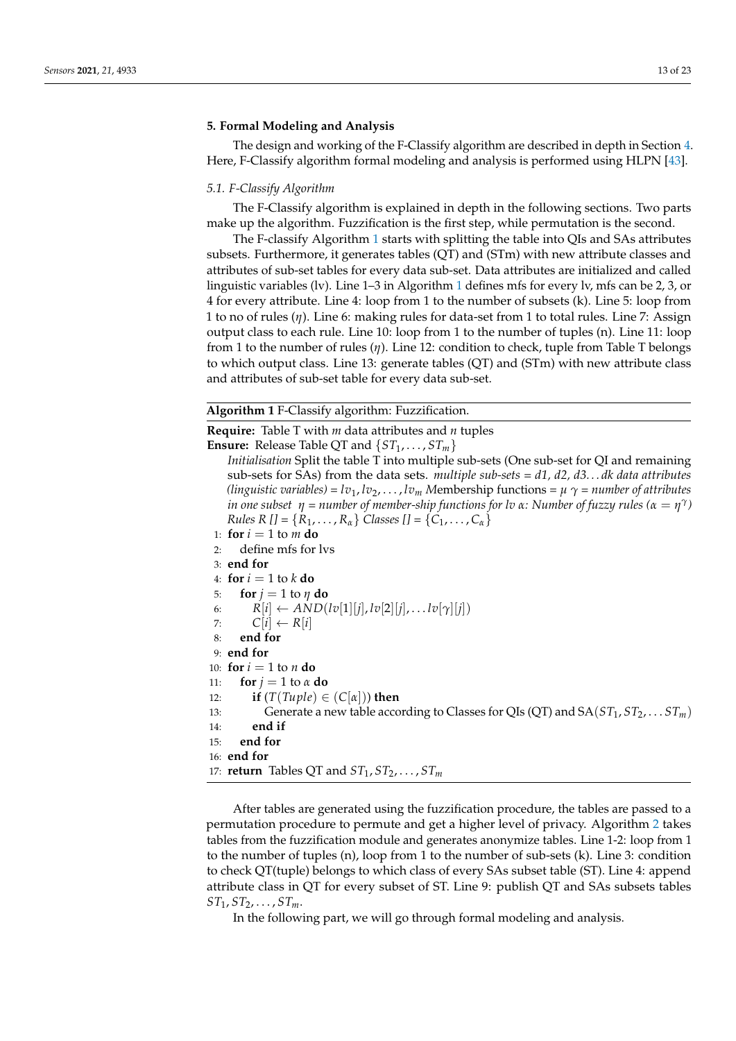## 5. Formal Modeling and Analysis

The design and working of the F-Classify algorithm are described in depth in Section 4. Here, F-Classify algorithm formal modeling and analysis is performed using HLPN [43].

### 5.1. F-Classify Algorithm

The F-Classify algorithm is explained in depth in the following sections. Two parts make up the algorithm. Fuzzification is the first step, while permutation is the second.

The F-classify Algorithm 1 starts with splitting the table into QIs and SAs attributes subsets. Furthermore, it generates tables (QT) and (STm) with new attribute classes and attributes of sub-set tables for every data sub-set. Data attributes are initialized and called linguistic variables (lv). Line 1–3 in Algorithm 1 defines mfs for every lv, mfs can be 2, 3, or 4 for every attribute. Line 4: loop from 1 to the number of subsets (k). Line 5: loop from 1 to no of rules ($\eta$). Line 6: making rules for data-set from 1 to total rules. Line 7: Assign output class to each rule. Line 10: loop from 1 to the number of tuples (n). Line 11: loop from 1 to the number of rules ($\eta$). Line 12: condition to check, tuple from Table T belongs to which output class. Line 13: generate tables (QT) and (STm) with new attribute class and attributes of sub-set table for every data sub-set.

---

**Algorithm 1** F-Classify algorithm: Fuzzification.

---

**Require:** Table T with $m$ data attributes and $n$ tuples
**Ensure:** Release Table QT and $\{ST_1, \ldots, ST_m\}$

*Initialisation* Split the table T into multiple sub-sets (One sub-set for QI and remaining sub-sets for SAs) from the data sets. *multiple sub-sets = d1, d2, d3…dk data attributes (linguistic variables) =* $lv_1, lv_2, \ldots, lv_m$ *Membership functions =* $\mu$ $\gamma$ *= number of attributes in one subset* $\eta$ *= number of member-ship functions for lv* $\alpha$*: Number of fuzzy rules* ($\alpha = \eta^{\gamma}$) *Rules R [] =* $\{R_1, \ldots, R_\alpha\}$ *Classes [] =* $\{C_1, \ldots, C_\alpha\}$

```
1:  for i = 1 to m do
2:      define mfs for lvs
3:  end for
4:  for i = 1 to k do
5:      for j = 1 to η do
6:          R[i] ← AND(lv[1][j], lv[2][j], ... lv[γ][j])
7:          C[i] ← R[i]
8:      end for
9:  end for
10: for i = 1 to n do
11:     for j = 1 to α do
12:         if (T(Tuple) ∈ (C[α])) then
13:             Generate a new table according to Classes for QIs (QT) and SA(ST1, ST2, ... STm)
14:         end if
15:     end for
16: end for
17: return Tables QT and ST1, ST2, ..., STm
```

---

After tables are generated using the fuzzification procedure, the tables are passed to a permutation procedure to permute and get a higher level of privacy. Algorithm 2 takes tables from the fuzzification module and generates anonymize tables. Line 1-2: loop from 1 to the number of tuples (n), loop from 1 to the number of sub-sets (k). Line 3: condition to check QT(tuple) belongs to which class of every SAs subset table (ST). Line 4: append attribute class in QT for every subset of ST. Line 9: publish QT and SAs subsets tables $ST_1, ST_2, \ldots, ST_m$.

In the following part, we will go through formal modeling and analysis.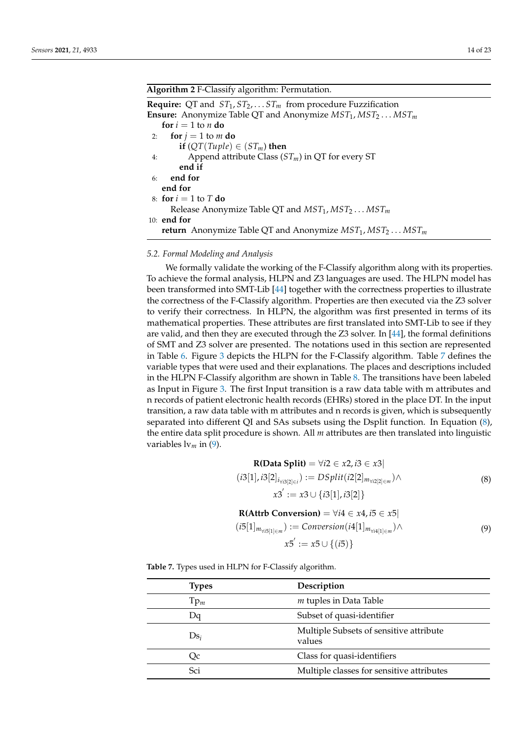**Algorithm 2** F-Classify algorithm: Permutation.

**Require:** QT and $ST_1, ST_2, \ldots ST_m$ from procedure Fuzzification
**Ensure:** Anonymize Table QT and Anonymize $MST_1, MST_2 \ldots MST_m$

```
    for i = 1 to n do
 2:     for j = 1 to m do
            if (QT(Tuple) ∈ (ST_m) then
 4:             Append attribute Class (ST_m) in QT for every ST
            end if
 6:     end for
    end for
 8: for i = 1 to T do
        Release Anonymize Table QT and MST_1, MST_2 ... MST_m
10: end for
    return Anonymize Table QT and Anonymize MST_1, MST_2 ... MST_m
```

### 5.2. Formal Modeling and Analysis

We formally validate the working of the F-Classify algorithm along with its properties. To achieve the formal analysis, HLPN and Z3 languages are used. The HLPN model has been transformed into SMT-Lib [44] together with the correctness properties to illustrate the correctness of the F-Classify algorithm. Properties are then executed via the Z3 solver to verify their correctness. In HLPN, the algorithm was first presented in terms of its mathematical properties. These attributes are first translated into SMT-Lib to see if they are valid, and then they are executed through the Z3 solver. In [44], the formal definitions of SMT and Z3 solver are presented. The notations used in this section are represented in Table 6. Figure 3 depicts the HLPN for the F-Classify algorithm. Table 7 defines the variable types that were used and their explanations. The places and descriptions included in the HLPN F-Classify algorithm are shown in Table 8. The transitions have been labeled as Input in Figure 3. The first Input transition is a raw data table with m attributes and n records of patient electronic health records (EHRs) stored in the place DT. In the input transition, a raw data table with m attributes and n records is given, which is subsequently separated into different QI and SAs subsets using the Dsplit function. In Equation (8), the entire data split procedure is shown. All $m$ attributes are then translated into linguistic variables $\text{lv}_m$ in (9).

$$
\begin{aligned}
&\textbf{R(Data Split)} = \forall i2 \in x2, i3 \in x3| \\
&(i3[1], i3[2]_{i_{\forall i3[2] \in i}}) := DSplit(i2[2]_{m_{\forall i2[2] \in m}}) \wedge \\
&x3' := x3 \cup \{i3[1], i3[2]\}
\end{aligned} \tag{8}
$$

$$
\begin{aligned}
&\textbf{R(Attrb Conversion)} = \forall i4 \in x4, i5 \in x5| \\
&(i5[1]_{m_{\forall i5[1] \in m}}) := Conversion(i4[1]_{m_{\forall i4[1] \in m}}) \wedge \\
&x5' := x5 \cup \{(i5)\}
\end{aligned} \tag{9}
$$

**Table 7.** Types used in HLPN for F-Classify algorithm.

| Types | Description |
|---|---|
| $\text{Tp}_m$ | $m$ tuples in Data Table |
| Dq | Subset of quasi-identifier |
| $\text{Ds}_i$ | Multiple Subsets of sensitive attribute values |
| Qc | Class for quasi-identifiers |
| Sci | Multiple classes for sensitive attributes |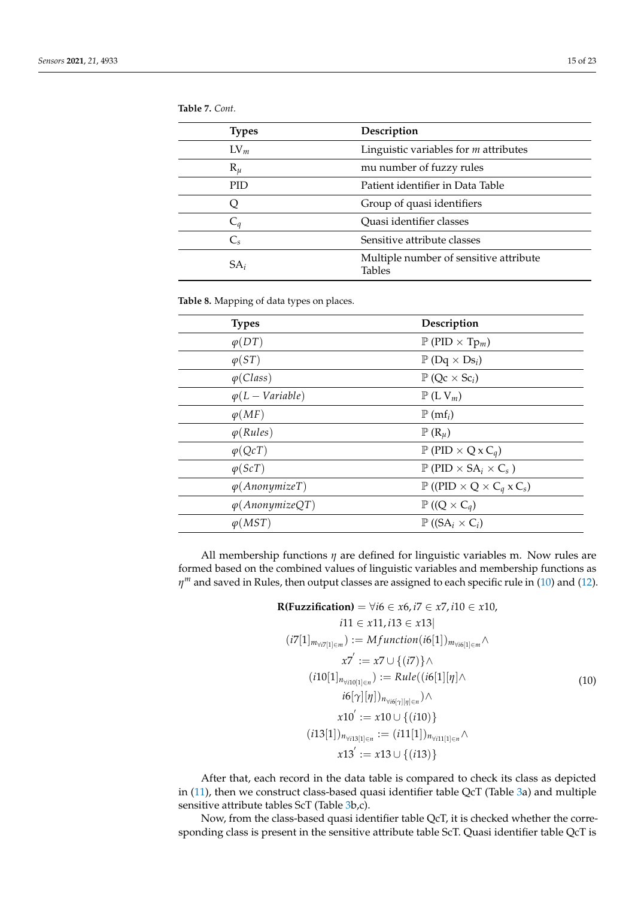**Table 7.** *Cont.*

| Types | Description |
|---|---|
| $LV_m$ | Linguistic variables for *m* attributes |
| $R_\mu$ | mu number of fuzzy rules |
| PID | Patient identifier in Data Table |
| Q | Group of quasi identifiers |
| $C_q$ | Quasi identifier classes |
| $C_s$ | Sensitive attribute classes |
| $SA_i$ | Multiple number of sensitive attribute Tables |

**Table 8.** Mapping of data types on places.

| Types | Description |
|---|---|
| $\varphi(DT)$ | $\mathbb{P}$ (PID $\times$ $Tp_m$) |
| $\varphi(ST)$ | $\mathbb{P}$ (Dq $\times$ $Ds_i$) |
| $\varphi(Class)$ | $\mathbb{P}$ (Qc $\times$ $Sc_i$) |
| $\varphi(L-Variable)$ | $\mathbb{P}$ (L $V_m$) |
| $\varphi(MF)$ | $\mathbb{P}$ ($mf_i$) |
| $\varphi(Rules)$ | $\mathbb{P}$ ($R_\mu$) |
| $\varphi(QcT)$ | $\mathbb{P}$ (PID $\times$ Q x $C_q$) |
| $\varphi(ScT)$ | $\mathbb{P}$ (PID $\times$ $SA_i$ $\times$ $C_s$ ) |
| $\varphi(AnonymizeT)$ | $\mathbb{P}$ ((PID $\times$ Q $\times$ $C_q$ x $C_s$) |
| $\varphi(AnonymizeQT)$ | $\mathbb{P}$ ((Q $\times$ $C_q$) |
| $\varphi(MST)$ | $\mathbb{P}$ (($SA_i$ $\times$ $C_i$) |

All membership functions $\eta$ are defined for linguistic variables m. Now rules are formed based on the combined values of linguistic variables and membership functions as $\eta^m$ and saved in Rules, then output classes are assigned to each specific rule in (10) and (12).

$$
\begin{aligned}
\textbf{R(Fuzzification)} = \forall i6 \in x6, i7 \in x7, i10 \in x10,& \\
i11 \in x11, i13 \in x13|& \\
(i7[1]_{m_{\forall i7[1] \in m}}) := Mfunction(i6[1])_{m_{\forall i6[1] \in m}} \wedge& \\
x7^{'} := x7 \cup \{(i7)\} \wedge& \\
(i10[1]_{n_{\forall i10[1] \in n}}) := Rule((i6[1][\eta] \wedge& \\
i6[\gamma][\eta])_{n_{\forall i6[\gamma][\eta] \in n}}) \wedge& \\
x10^{'} := x10 \cup \{(i10)\}& \\
(i13[1])_{n_{\forall i13[1] \in n}} := (i11[1])_{n_{\forall i11[1] \in n}} \wedge& \\
x13^{'} := x13 \cup \{(i13)\}&
\end{aligned}
\tag{10}
$$

After that, each record in the data table is compared to check its class as depicted in (11), then we construct class-based quasi identifier table QcT (Table 3a) and multiple sensitive attribute tables ScT (Table 3b,c).

Now, from the class-based quasi identifier table QcT, it is checked whether the corresponding class is present in the sensitive attribute table ScT. Quasi identifier table QcT is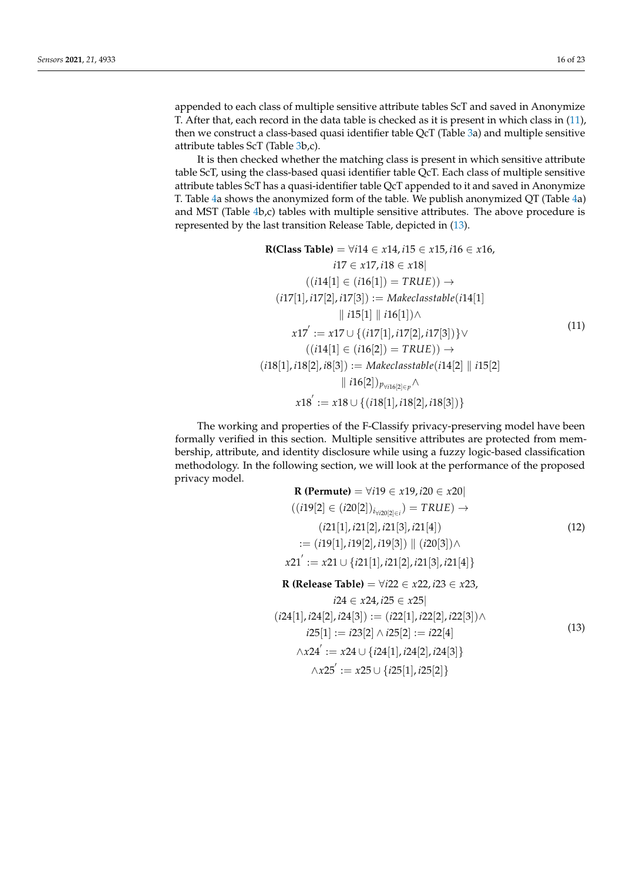appended to each class of multiple sensitive attribute tables ScT and saved in Anonymize T. After that, each record in the data table is checked as it is present in which class in (11), then we construct a class-based quasi identifier table QcT (Table 3a) and multiple sensitive attribute tables ScT (Table 3b,c).

It is then checked whether the matching class is present in which sensitive attribute table ScT, using the class-based quasi identifier table QcT. Each class of multiple sensitive attribute tables ScT has a quasi-identifier table QcT appended to it and saved in Anonymize T. Table 4a shows the anonymized form of the table. We publish anonymized QT (Table 4a) and MST (Table 4b,c) tables with multiple sensitive attributes. The above procedure is represented by the last transition Release Table, depicted in (13).

$$
\begin{aligned}
&\textbf{R(Class Table)} = \forall i14 \in x14, i15 \in x15, i16 \in x16, \\
&i17 \in x17, i18 \in x18 | \\
&((i14[1] \in (i16[1]) = TRUE)) \rightarrow \\
&(i17[1], i17[2], i17[3]) := Makeclasstable(i14[1] \\
&\parallel i15[1] \parallel i16[1]) \wedge \\
&x17^{'} := x17 \cup \{(i17[1], i17[2], i17[3])\} \vee \\
&((i14[1] \in (i16[2]) = TRUE)) \rightarrow \\
&(i18[1], i18[2], i8[3]) := Makeclasstable(i14[2] \parallel i15[2] \\
&\parallel i16[2])_{p_{\forall i16[2] \in p}} \wedge \\
&x18^{'} := x18 \cup \{(i18[1], i18[2], i18[3])\}
\end{aligned}
\tag{11}
$$

The working and properties of the F-Classify privacy-preserving model have been formally verified in this section. Multiple sensitive attributes are protected from membership, attribute, and identity disclosure while using a fuzzy logic-based classification methodology. In the following section, we will look at the performance of the proposed privacy model.

$$
\begin{aligned}
&\textbf{R (Permute)} = \forall i19 \in x19, i20 \in x20 | \\
&((i19[2] \in (i20[2])_{i_{\forall i20[2] \in i}}) = TRUE) \rightarrow \\
&(i21[1], i21[2], i21[3], i21[4]) \\
&:= (i19[1], i19[2], i19[3]) \parallel (i20[3]) \wedge \\
&x21^{'} := x21 \cup \{i21[1], i21[2], i21[3], i21[4]\}
\end{aligned}
\tag{12}
$$

$$
\begin{aligned}
&\textbf{R (Release Table)} = \forall i22 \in x22, i23 \in x23, \\
&i24 \in x24, i25 \in x25 | \\
&(i24[1], i24[2], i24[3]) := (i22[1], i22[2], i22[3]) \wedge \\
&i25[1] := i23[2] \wedge i25[2] := i22[4] \\
&\wedge x24^{'} := x24 \cup \{i24[1], i24[2], i24[3]\} \\
&\wedge x25^{'} := x25 \cup \{i25[1], i25[2]\}
\end{aligned}
\tag{13}
$$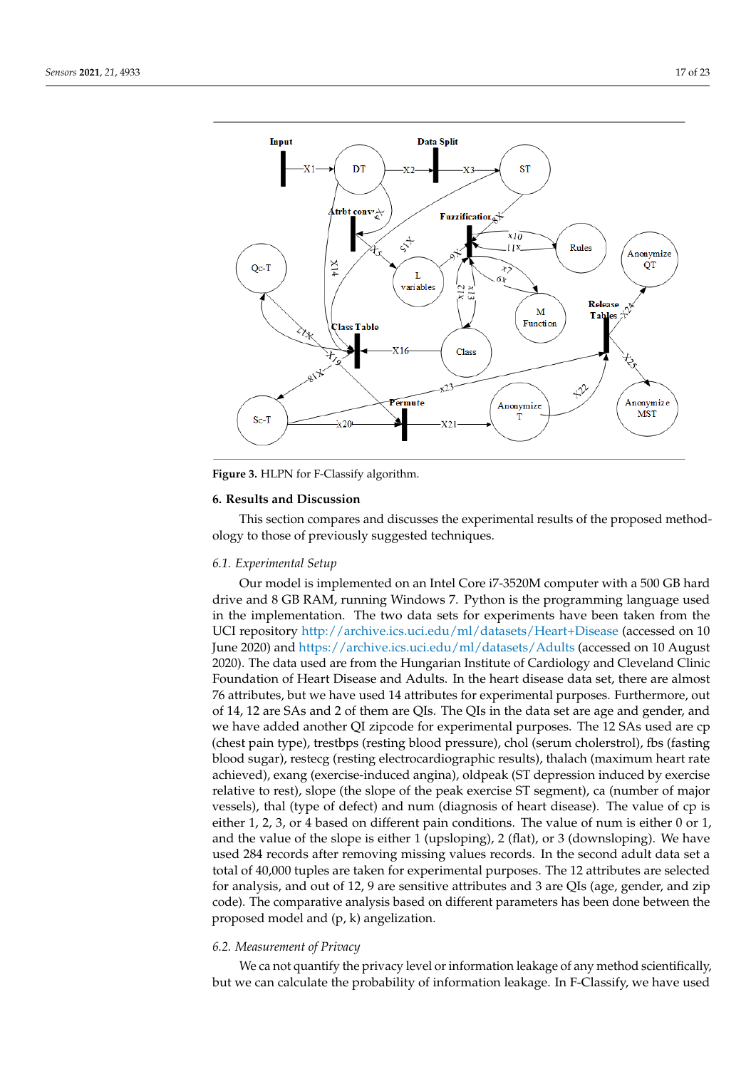Input

Data Split

X1

DT

X2

X3

ST

Atrbt conv

X4

X5

X15

Fuzzification

X8

x10

X11

Rules

Anonymize QT

Qc-T

X14

L variables

X6

X12

X13

x7

x9

M Function

Release Tables

X24

X17

Class Table

X16

Class

X19

X18

X23

X22

X25

Permute

Anonymize T

Anonymize MST

Sc-T

x20

X21

**Figure 3.** HLPN for F-Classify algorithm.

## 6. Results and Discussion

This section compares and discusses the experimental results of the proposed methodology to those of previously suggested techniques.

### *6.1. Experimental Setup*

Our model is implemented on an Intel Core i7-3520M computer with a 500 GB hard drive and 8 GB RAM, running Windows 7. Python is the programming language used in the implementation. The two data sets for experiments have been taken from the UCI repository http://archive.ics.uci.edu/ml/datasets/Heart+Disease (accessed on 10 June 2020) and https://archive.ics.uci.edu/ml/datasets/Adults (accessed on 10 August 2020). The data used are from the Hungarian Institute of Cardiology and Cleveland Clinic Foundation of Heart Disease and Adults. In the heart disease data set, there are almost 76 attributes, but we have used 14 attributes for experimental purposes. Furthermore, out of 14, 12 are SAs and 2 of them are QIs. The QIs in the data set are age and gender, and we have added another QI zipcode for experimental purposes. The 12 SAs used are cp (chest pain type), trestbps (resting blood pressure), chol (serum cholerstrol), fbs (fasting blood sugar), restecg (resting electrocardiographic results), thalach (maximum heart rate achieved), exang (exercise-induced angina), oldpeak (ST depression induced by exercise relative to rest), slope (the slope of the peak exercise ST segment), ca (number of major vessels), thal (type of defect) and num (diagnosis of heart disease). The value of cp is either 1, 2, 3, or 4 based on different pain conditions. The value of num is either 0 or 1, and the value of the slope is either 1 (upsloping), 2 (flat), or 3 (downsloping). We have used 284 records after removing missing values records. In the second adult data set a total of 40,000 tuples are taken for experimental purposes. The 12 attributes are selected for analysis, and out of 12, 9 are sensitive attributes and 3 are QIs (age, gender, and zip code). The comparative analysis based on different parameters has been done between the proposed model and (p, k) angelization.

### *6.2. Measurement of Privacy*

We ca not quantify the privacy level or information leakage of any method scientifically, but we can calculate the probability of information leakage. In F-Classify, we have used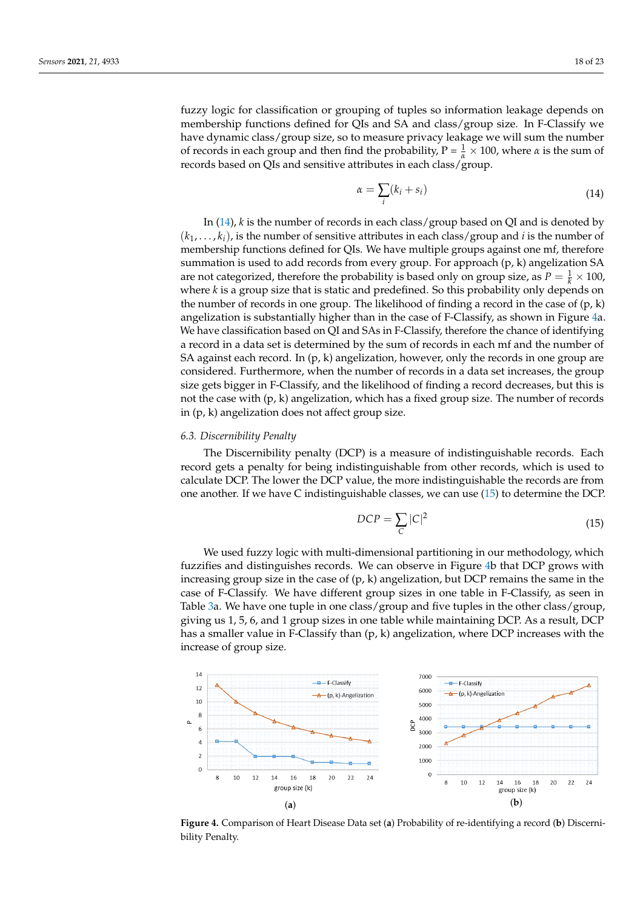fuzzy logic for classification or grouping of tuples so information leakage depends on membership functions defined for QIs and SA and class/group size. In F-Classify we have dynamic class/group size, so to measure privacy leakage we will sum the number of records in each group and then find the probability, P = $\frac{1}{\alpha} \times 100$, where $\alpha$ is the sum of records based on QIs and sensitive attributes in each class/group.

$$\alpha = \sum_i (k_i + s_i) \tag{14}$$

In (14), $k$ is the number of records in each class/group based on QI and is denoted by $(k_1, \ldots, k_i)$, is the number of sensitive attributes in each class/group and $i$ is the number of membership functions defined for QIs. We have multiple groups against one mf, therefore summation is used to add records from every group. For approach (p, k) angelization SA are not categorized, therefore the probability is based only on group size, as $P = \frac{1}{k} \times 100$, where $k$ is a group size that is static and predefined. So this probability only depends on the number of records in one group. The likelihood of finding a record in the case of (p, k) angelization is substantially higher than in the case of F-Classify, as shown in Figure 4a. We have classification based on QI and SAs in F-Classify, therefore the chance of identifying a record in a data set is determined by the sum of records in each mf and the number of SA against each record. In (p, k) angelization, however, only the records in one group are considered. Furthermore, when the number of records in a data set increases, the group size gets bigger in F-Classify, and the likelihood of finding a record decreases, but this is not the case with (p, k) angelization, which has a fixed group size. The number of records in (p, k) angelization does not affect group size.

### *6.3. Discernibility Penalty*

The Discernibility penalty (DCP) is a measure of indistinguishable records. Each record gets a penalty for being indistinguishable from other records, which is used to calculate DCP. The lower the DCP value, the more indistinguishable the records are from one another. If we have C indistinguishable classes, we can use (15) to determine the DCP.

$$DCP = \sum_C |C|^2 \tag{15}$$

We used fuzzy logic with multi-dimensional partitioning in our methodology, which fuzzifies and distinguishes records. We can observe in Figure 4b that DCP grows with increasing group size in the case of (p, k) angelization, but DCP remains the same in the case of F-Classify. We have different group sizes in one table in F-Classify, as seen in Table 3a. We have one tuple in one class/group and five tuples in the other class/group, giving us 1, 5, 6, and 1 group sizes in one table while maintaining DCP. As a result, DCP has a smaller value in F-Classify than (p, k) angelization, where DCP increases with the increase of group size.

(a)
P
0 2 4 6 8 10 12 14
group size (k)
8 10 12 14 16 18 20 22 24
F-Classify
(p, k)-Angelization

(b)
DCP
0 1000 2000 3000 4000 5000 6000 7000
group size (k)
8 10 12 14 16 18 20 22 24
F-Classify
(p, k)-Angelization

**Figure 4.** Comparison of Heart Disease Data set (**a**) Probability of re-identifying a record (**b**) Discernibility Penalty.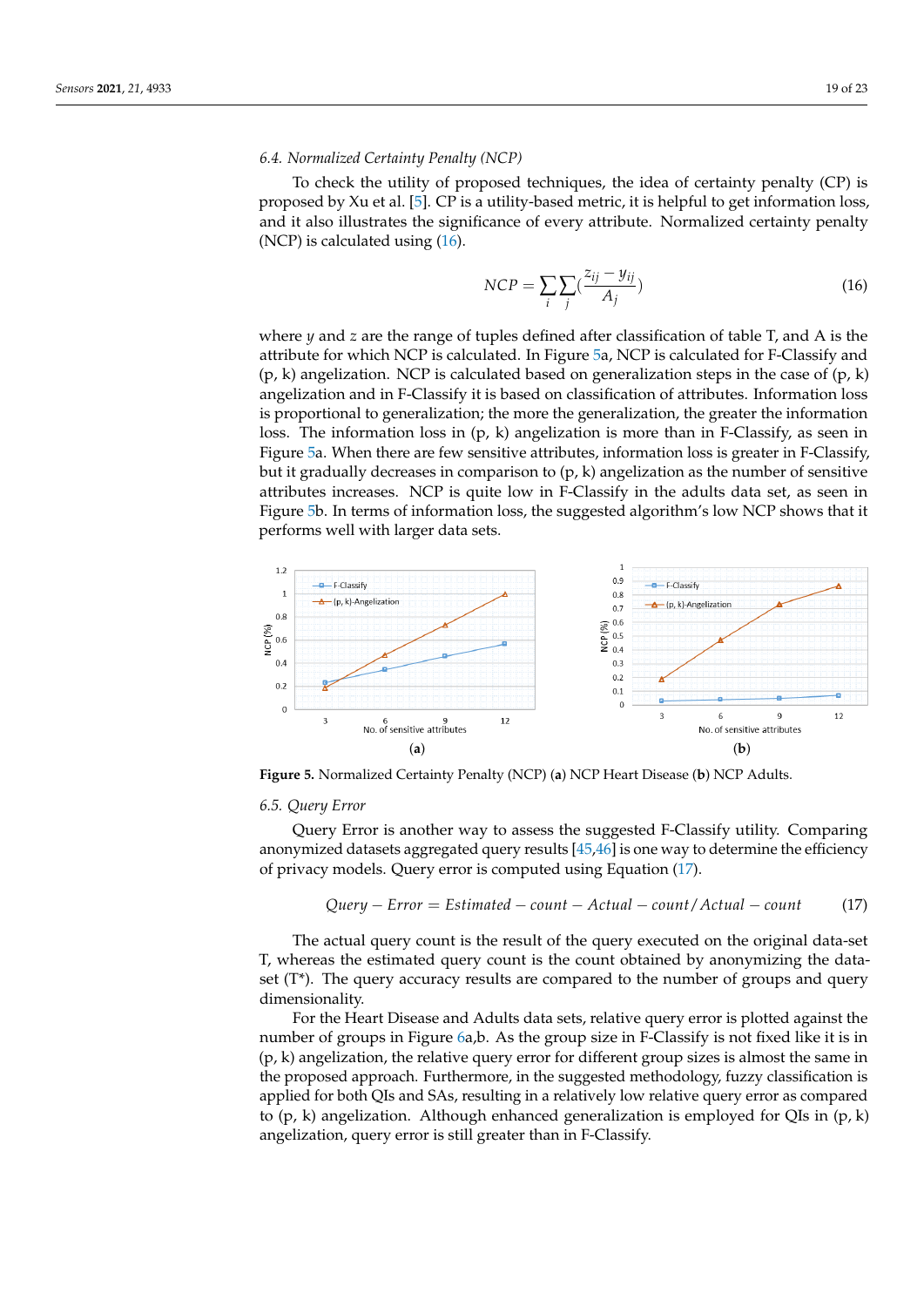### 6.4. Normalized Certainty Penalty (NCP)

To check the utility of proposed techniques, the idea of certainty penalty (CP) is proposed by Xu et al. [5]. CP is a utility-based metric, it is helpful to get information loss, and it also illustrates the significance of every attribute. Normalized certainty penalty (NCP) is calculated using (16).

$$NCP = \sum_{i} \sum_{j} (\frac{z_{ij} - y_{ij}}{A_j}) \tag{16}$$

where $y$ and $z$ are the range of tuples defined after classification of table T, and A is the attribute for which NCP is calculated. In Figure 5a, NCP is calculated for F-Classify and (p, k) angelization. NCP is calculated based on generalization steps in the case of (p, k) angelization and in F-Classify it is based on classification of attributes. Information loss is proportional to generalization; the more the generalization, the greater the information loss. The information loss in (p, k) angelization is more than in F-Classify, as seen in Figure 5a. When there are few sensitive attributes, information loss is greater in F-Classify, but it gradually decreases in comparison to (p, k) angelization as the number of sensitive attributes increases. NCP is quite low in F-Classify in the adults data set, as seen in Figure 5b. In terms of information loss, the suggested algorithm's low NCP shows that it performs well with larger data sets.

(a)
1.2
1
0.8
0.6
0.4
0.2
0
NCP (%)
F-Classify
(p, k)-Angelization
3 6 9 12
No. of sensitive attributes

(b)
1
0.9
0.8
0.7
0.6
0.5
0.4
0.3
0.2
0.1
0
NCP (%)
F-Classify
(p, k)-Angelization
3 6 9 12
No. of sensitive attributes

**Figure 5.** Normalized Certainty Penalty (NCP) (**a**) NCP Heart Disease (**b**) NCP Adults.

### 6.5. Query Error

Query Error is another way to assess the suggested F-Classify utility. Comparing anonymized datasets aggregated query results [45,46] is one way to determine the efficiency of privacy models. Query error is computed using Equation (17).

$$Query - Error = Estimated - count - Actual - count / Actual - count \tag{17}$$

The actual query count is the result of the query executed on the original data-set T, whereas the estimated query count is the count obtained by anonymizing the data-set (T*). The query accuracy results are compared to the number of groups and query dimensionality.

For the Heart Disease and Adults data sets, relative query error is plotted against the number of groups in Figure 6a,b. As the group size in F-Classify is not fixed like it is in (p, k) angelization, the relative query error for different group sizes is almost the same in the proposed approach. Furthermore, in the suggested methodology, fuzzy classification is applied for both QIs and SAs, resulting in a relatively low relative query error as compared to (p, k) angelization. Although enhanced generalization is employed for QIs in (p, k) angelization, query error is still greater than in F-Classify.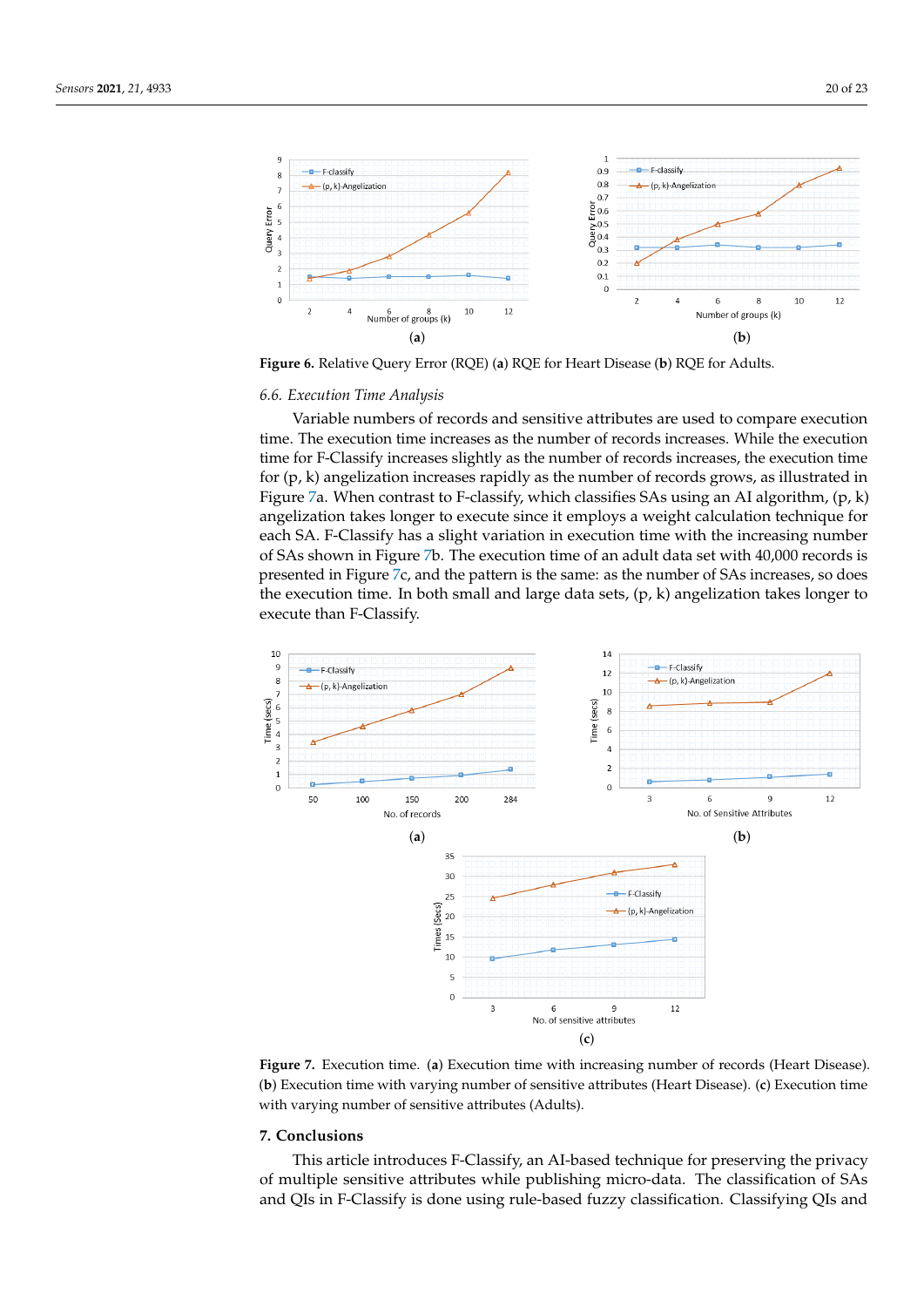9
8
7
6
5
4
3
2
1
0
Query Error
F-classify
(p, k)-Angelization
2
4
6
8
10
12
Number of groups (k)
(a)

1
0.9
0.8
0.7
0.6
0.5
0.4
0.3
0.2
0.1
0
Query Error
F-classify
(p, k)-Angelization
2
4
6
8
10
12
Number of groups (k)
(b)

**Figure 6.** Relative Query Error (RQE) (**a**) RQE for Heart Disease (**b**) RQE for Adults.

### 6.6. Execution Time Analysis

Variable numbers of records and sensitive attributes are used to compare execution time. The execution time increases as the number of records increases. While the execution time for F-Classify increases slightly as the number of records increases, the execution time for (p, k) angelization increases rapidly as the number of records grows, as illustrated in Figure 7a. When contrast to F-classify, which classifies SAs using an AI algorithm, (p, k) angelization takes longer to execute since it employs a weight calculation technique for each SA. F-Classify has a slight variation in execution time with the increasing number of SAs shown in Figure 7b. The execution time of an adult data set with 40,000 records is presented in Figure 7c, and the pattern is the same: as the number of SAs increases, so does the execution time. In both small and large data sets, (p, k) angelization takes longer to execute than F-Classify.

10
9
8
7
6
5
4
3
2
1
0
Time (secs)
F-Classify
(p, k)-Angelization
50
100
150
200
284
No. of records
(a)

14
12
10
8
6
4
2
0
Time (secs)
F-Classify
(p, k)-Angelization
3
6
9
12
No. of Sensitive Attributes
(b)

35
30
25
20
15
10
5
0
Times (Secs)
F-Classify
(p, k)-Angelization
3
6
9
12
No. of sensitive attributes
(c)

**Figure 7.** Execution time. (**a**) Execution time with increasing number of records (Heart Disease). (**b**) Execution time with varying number of sensitive attributes (Heart Disease). (**c**) Execution time with varying number of sensitive attributes (Adults).

## 7. Conclusions

This article introduces F-Classify, an AI-based technique for preserving the privacy of multiple sensitive attributes while publishing micro-data. The classification of SAs and QIs in F-Classify is done using rule-based fuzzy classification. Classifying QIs and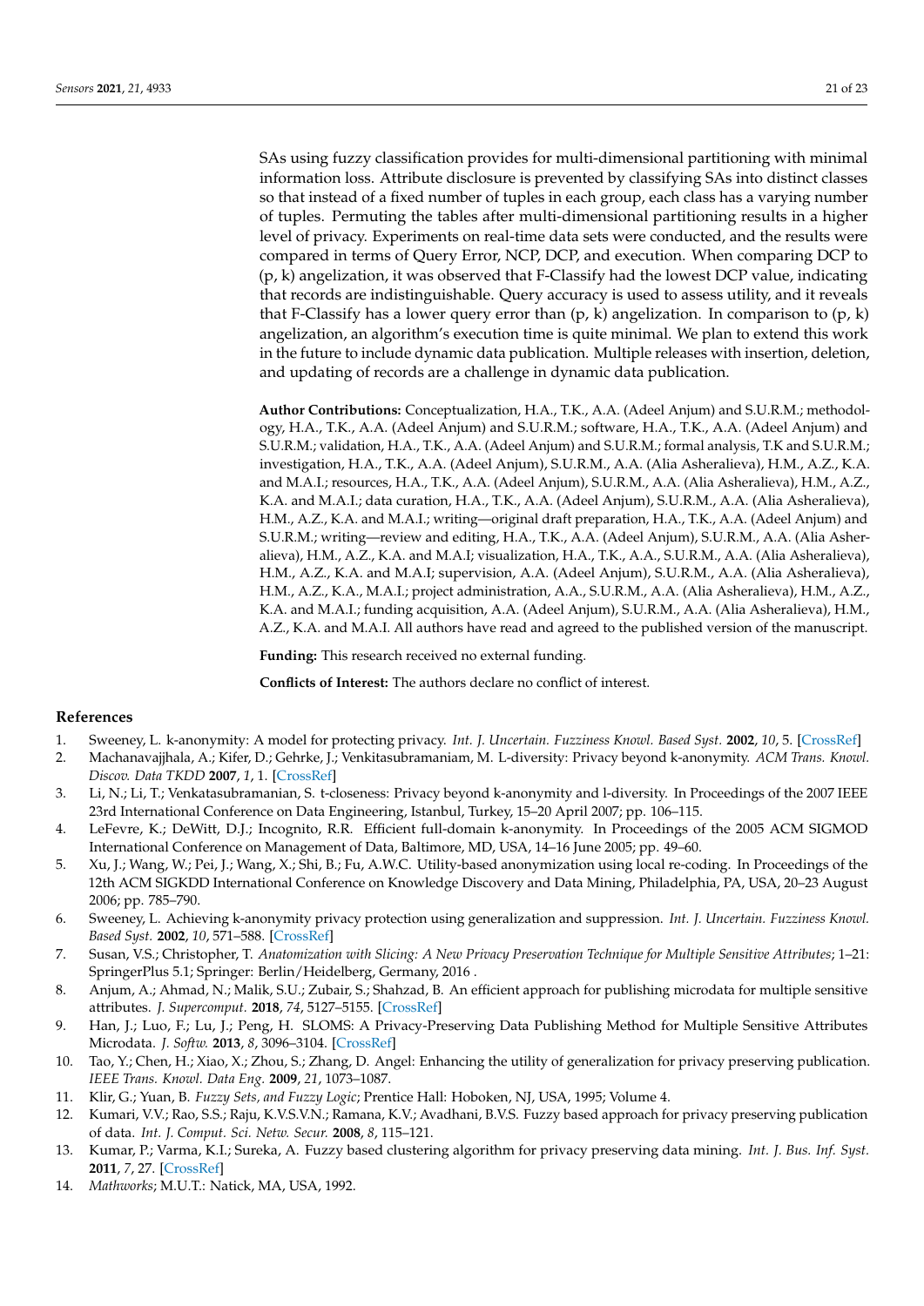SAs using fuzzy classification provides for multi-dimensional partitioning with minimal information loss. Attribute disclosure is prevented by classifying SAs into distinct classes so that instead of a fixed number of tuples in each group, each class has a varying number of tuples. Permuting the tables after multi-dimensional partitioning results in a higher level of privacy. Experiments on real-time data sets were conducted, and the results were compared in terms of Query Error, NCP, DCP, and execution. When comparing DCP to (p, k) angelization, it was observed that F-Classify had the lowest DCP value, indicating that records are indistinguishable. Query accuracy is used to assess utility, and it reveals that F-Classify has a lower query error than (p, k) angelization. In comparison to (p, k) angelization, an algorithm's execution time is quite minimal. We plan to extend this work in the future to include dynamic data publication. Multiple releases with insertion, deletion, and updating of records are a challenge in dynamic data publication.

**Author Contributions:** Conceptualization, H.A., T.K., A.A. (Adeel Anjum) and S.U.R.M.; methodology, H.A., T.K., A.A. (Adeel Anjum) and S.U.R.M.; software, H.A., T.K., A.A. (Adeel Anjum) and S.U.R.M.; validation, H.A., T.K., A.A. (Adeel Anjum) and S.U.R.M.; formal analysis, T.K and S.U.R.M.; investigation, H.A., T.K., A.A. (Adeel Anjum), S.U.R.M., A.A. (Alia Asheralieva), H.M., A.Z., K.A. and M.A.I.; resources, H.A., T.K., A.A. (Adeel Anjum), S.U.R.M., A.A. (Alia Asheralieva), H.M., A.Z., K.A. and M.A.I.; data curation, H.A., T.K., A.A. (Adeel Anjum), S.U.R.M., A.A. (Alia Asheralieva), H.M., A.Z., K.A. and M.A.I.; writing—original draft preparation, H.A., T.K., A.A. (Adeel Anjum) and S.U.R.M.; writing—review and editing, H.A., T.K., A.A. (Adeel Anjum), S.U.R.M., A.A. (Alia Asheralieva), H.M., A.Z., K.A. and M.A.I; visualization, H.A., T.K., A.A., S.U.R.M., A.A. (Alia Asheralieva), H.M., A.Z., K.A. and M.A.I; supervision, A.A. (Adeel Anjum), S.U.R.M., A.A. (Alia Asheralieva), H.M., A.Z., K.A., M.A.I.; project administration, A.A., S.U.R.M., A.A. (Alia Asheralieva), H.M., A.Z., K.A. and M.A.I.; funding acquisition, A.A. (Adeel Anjum), S.U.R.M., A.A. (Alia Asheralieva), H.M., A.Z., K.A. and M.A.I. All authors have read and agreed to the published version of the manuscript.

**Funding:** This research received no external funding.

**Conflicts of Interest:** The authors declare no conflict of interest.

## References

1. Sweeney, L. k-anonymity: A model for protecting privacy. *Int. J. Uncertain. Fuzziness Knowl. Based Syst.* **2002**, *10*, 5. [CrossRef]
2. Machanavajjhala, A.; Kifer, D.; Gehrke, J.; Venkitasubramaniam, M. L-diversity: Privacy beyond k-anonymity. *ACM Trans. Knowl. Discov. Data TKDD* **2007**, *1*, 1. [CrossRef]
3. Li, N.; Li, T.; Venkatasubramanian, S. t-closeness: Privacy beyond k-anonymity and l-diversity. In Proceedings of the 2007 IEEE 23rd International Conference on Data Engineering, Istanbul, Turkey, 15–20 April 2007; pp. 106–115.
4. LeFevre, K.; DeWitt, D.J.; Incognito, R.R. Efficient full-domain k-anonymity. In Proceedings of the 2005 ACM SIGMOD International Conference on Management of Data, Baltimore, MD, USA, 14–16 June 2005; pp. 49–60.
5. Xu, J.; Wang, W.; Pei, J.; Wang, X.; Shi, B.; Fu, A.W.C. Utility-based anonymization using local re-coding. In Proceedings of the 12th ACM SIGKDD International Conference on Knowledge Discovery and Data Mining, Philadelphia, PA, USA, 20–23 August 2006; pp. 785–790.
6. Sweeney, L. Achieving k-anonymity privacy protection using generalization and suppression. *Int. J. Uncertain. Fuzziness Knowl. Based Syst.* **2002**, *10*, 571–588. [CrossRef]
7. Susan, V.S.; Christopher, T. *Anatomization with Slicing: A New Privacy Preservation Technique for Multiple Sensitive Attributes*; 1–21: SpringerPlus 5.1; Springer: Berlin/Heidelberg, Germany, 2016 .
8. Anjum, A.; Ahmad, N.; Malik, S.U.; Zubair, S.; Shahzad, B. An efficient approach for publishing microdata for multiple sensitive attributes. *J. Supercomput.* **2018**, *74*, 5127–5155. [CrossRef]
9. Han, J.; Luo, F.; Lu, J.; Peng, H. SLOMS: A Privacy-Preserving Data Publishing Method for Multiple Sensitive Attributes Microdata. *J. Softw.* **2013**, *8*, 3096–3104. [CrossRef]
10. Tao, Y.; Chen, H.; Xiao, X.; Zhou, S.; Zhang, D. Angel: Enhancing the utility of generalization for privacy preserving publication. *IEEE Trans. Knowl. Data Eng.* **2009**, *21*, 1073–1087.
11. Klir, G.; Yuan, B. *Fuzzy Sets, and Fuzzy Logic*; Prentice Hall: Hoboken, NJ, USA, 1995; Volume 4.
12. Kumari, V.V.; Rao, S.S.; Raju, K.V.S.V.N.; Ramana, K.V.; Avadhani, B.V.S. Fuzzy based approach for privacy preserving publication of data. *Int. J. Comput. Sci. Netw. Secur.* **2008**, *8*, 115–121.
13. Kumar, P.; Varma, K.I.; Sureka, A. Fuzzy based clustering algorithm for privacy preserving data mining. *Int. J. Bus. Inf. Syst.* **2011**, *7*, 27. [CrossRef]
14. *Mathworks*; M.U.T.: Natick, MA, USA, 1992.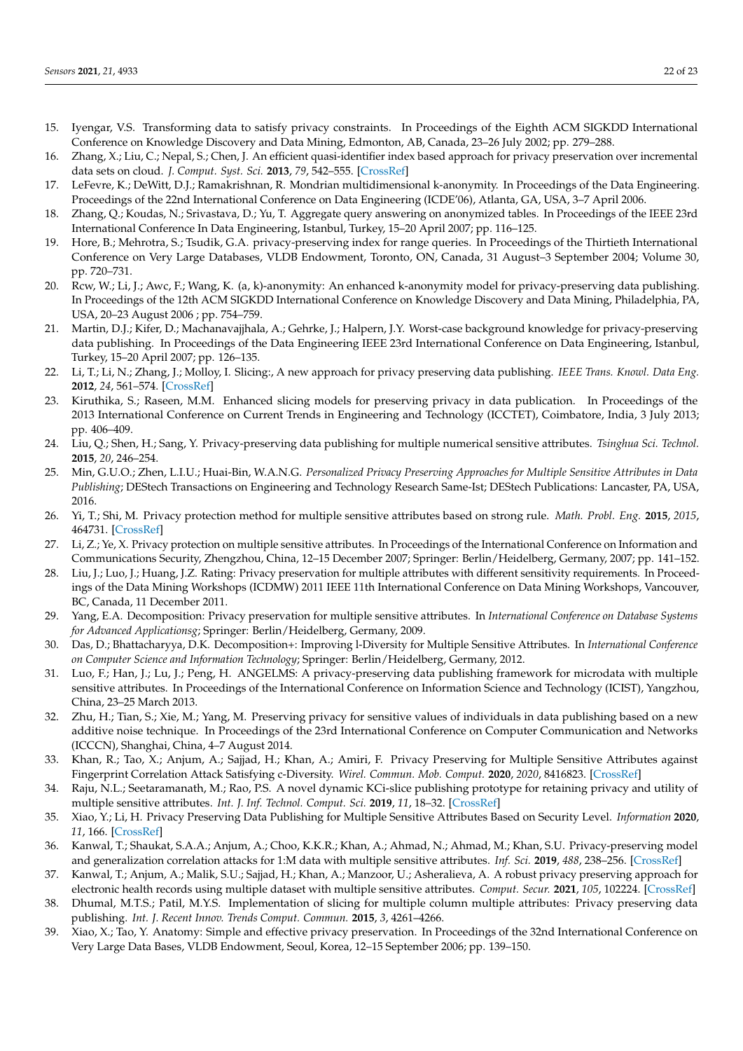15. Iyengar, V.S. Transforming data to satisfy privacy constraints. In Proceedings of the Eighth ACM SIGKDD International Conference on Knowledge Discovery and Data Mining, Edmonton, AB, Canada, 23–26 July 2002; pp. 279–288.
16. Zhang, X.; Liu, C.; Nepal, S.; Chen, J. An efficient quasi-identifier index based approach for privacy preservation over incremental data sets on cloud. *J. Comput. Syst. Sci.* **2013**, *79*, 542–555. [CrossRef]
17. LeFevre, K.; DeWitt, D.J.; Ramakrishnan, R. Mondrian multidimensional k-anonymity. In Proceedings of the Data Engineering. Proceedings of the 22nd International Conference on Data Engineering (ICDE'06), Atlanta, GA, USA, 3–7 April 2006.
18. Zhang, Q.; Koudas, N.; Srivastava, D.; Yu, T. Aggregate query answering on anonymized tables. In Proceedings of the IEEE 23rd International Conference In Data Engineering, Istanbul, Turkey, 15–20 April 2007; pp. 116–125.
19. Hore, B.; Mehrotra, S.; Tsudik, G.A. privacy-preserving index for range queries. In Proceedings of the Thirtieth International Conference on Very Large Databases, VLDB Endowment, Toronto, ON, Canada, 31 August–3 September 2004; Volume 30, pp. 720–731.
20. Rcw, W.; Li, J.; Awc, F.; Wang, K. (a, k)-anonymity: An enhanced k-anonymity model for privacy-preserving data publishing. In Proceedings of the 12th ACM SIGKDD International Conference on Knowledge Discovery and Data Mining, Philadelphia, PA, USA, 20–23 August 2006 ; pp. 754–759.
21. Martin, D.J.; Kifer, D.; Machanavajjhala, A.; Gehrke, J.; Halpern, J.Y. Worst-case background knowledge for privacy-preserving data publishing. In Proceedings of the Data Engineering IEEE 23rd International Conference on Data Engineering, Istanbul, Turkey, 15–20 April 2007; pp. 126–135.
22. Li, T.; Li, N.; Zhang, J.; Molloy, I. Slicing:, A new approach for privacy preserving data publishing. *IEEE Trans. Knowl. Data Eng.* **2012**, *24*, 561–574. [CrossRef]
23. Kiruthika, S.; Raseen, M.M. Enhanced slicing models for preserving privacy in data publication. In Proceedings of the 2013 International Conference on Current Trends in Engineering and Technology (ICCTET), Coimbatore, India, 3 July 2013; pp. 406–409.
24. Liu, Q.; Shen, H.; Sang, Y. Privacy-preserving data publishing for multiple numerical sensitive attributes. *Tsinghua Sci. Technol.* **2015**, *20*, 246–254.
25. Min, G.U.O.; Zhen, L.I.U.; Huai-Bin, W.A.N.G. *Personalized Privacy Preserving Approaches for Multiple Sensitive Attributes in Data Publishing*; DEStech Transactions on Engineering and Technology Research Same-Ist; DEStech Publications: Lancaster, PA, USA, 2016.
26. Yi, T.; Shi, M. Privacy protection method for multiple sensitive attributes based on strong rule. *Math. Probl. Eng.* **2015**, *2015*, 464731. [CrossRef]
27. Li, Z.; Ye, X. Privacy protection on multiple sensitive attributes. In Proceedings of the International Conference on Information and Communications Security, Zhengzhou, China, 12–15 December 2007; Springer: Berlin/Heidelberg, Germany, 2007; pp. 141–152.
28. Liu, J.; Luo, J.; Huang, J.Z. Rating: Privacy preservation for multiple attributes with different sensitivity requirements. In Proceedings of the Data Mining Workshops (ICDMW) 2011 IEEE 11th International Conference on Data Mining Workshops, Vancouver, BC, Canada, 11 December 2011.
29. Yang, E.A. Decomposition: Privacy preservation for multiple sensitive attributes. In *International Conference on Database Systems for Advanced Applicationsg*; Springer: Berlin/Heidelberg, Germany, 2009.
30. Das, D.; Bhattacharyya, D.K. Decomposition+: Improving l-Diversity for Multiple Sensitive Attributes. In *International Conference on Computer Science and Information Technology*; Springer: Berlin/Heidelberg, Germany, 2012.
31. Luo, F.; Han, J.; Lu, J.; Peng, H. ANGELMS: A privacy-preserving data publishing framework for microdata with multiple sensitive attributes. In Proceedings of the International Conference on Information Science and Technology (ICIST), Yangzhou, China, 23–25 March 2013.
32. Zhu, H.; Tian, S.; Xie, M.; Yang, M. Preserving privacy for sensitive values of individuals in data publishing based on a new additive noise technique. In Proceedings of the 23rd International Conference on Computer Communication and Networks (ICCCN), Shanghai, China, 4–7 August 2014.
33. Khan, R.; Tao, X.; Anjum, A.; Sajjad, H.; Khan, A.; Amiri, F. Privacy Preserving for Multiple Sensitive Attributes against Fingerprint Correlation Attack Satisfying c-Diversity. *Wirel. Commun. Mob. Comput.* **2020**, *2020*, 8416823. [CrossRef]
34. Raju, N.L.; Seetaramanath, M.; Rao, P.S. A novel dynamic KCi-slice publishing prototype for retaining privacy and utility of multiple sensitive attributes. *Int. J. Inf. Technol. Comput. Sci.* **2019**, *11*, 18–32. [CrossRef]
35. Xiao, Y.; Li, H. Privacy Preserving Data Publishing for Multiple Sensitive Attributes Based on Security Level. *Information* **2020**, *11*, 166. [CrossRef]
36. Kanwal, T.; Shaukat, S.A.A.; Anjum, A.; Choo, K.K.R.; Khan, A.; Ahmad, N.; Ahmad, M.; Khan, S.U. Privacy-preserving model and generalization correlation attacks for 1:M data with multiple sensitive attributes. *Inf. Sci.* **2019**, *488*, 238–256. [CrossRef]
37. Kanwal, T.; Anjum, A.; Malik, S.U.; Sajjad, H.; Khan, A.; Manzoor, U.; Asheralieva, A. A robust privacy preserving approach for electronic health records using multiple dataset with multiple sensitive attributes. *Comput. Secur.* **2021**, *105*, 102224. [CrossRef]
38. Dhumal, M.T.S.; Patil, M.Y.S. Implementation of slicing for multiple column multiple attributes: Privacy preserving data publishing. *Int. J. Recent Innov. Trends Comput. Commun.* **2015**, *3*, 4261–4266.
39. Xiao, X.; Tao, Y. Anatomy: Simple and effective privacy preservation. In Proceedings of the 32nd International Conference on Very Large Data Bases, VLDB Endowment, Seoul, Korea, 12–15 September 2006; pp. 139–150.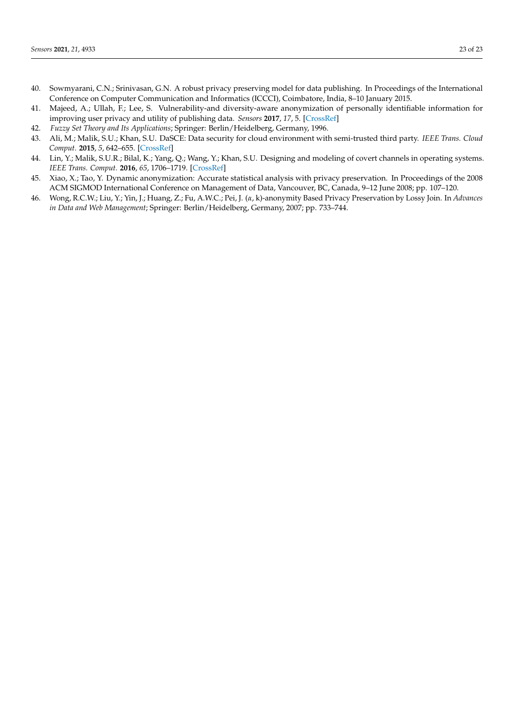40. Sowmyarani, C.N.; Srinivasan, G.N. A robust privacy preserving model for data publishing. In Proceedings of the International Conference on Computer Communication and Informatics (ICCCI), Coimbatore, India, 8–10 January 2015.
41. Majeed, A.; Ullah, F.; Lee, S. Vulnerability-and diversity-aware anonymization of personally identifiable information for improving user privacy and utility of publishing data. *Sensors* **2017**, *17*, 5. [CrossRef]
42. *Fuzzy Set Theory and Its Applications*; Springer: Berlin/Heidelberg, Germany, 1996.
43. Ali, M.; Malik, S.U.; Khan, S.U. DaSCE: Data security for cloud environment with semi-trusted third party. *IEEE Trans. Cloud Comput.* **2015**, *5*, 642–655. [CrossRef]
44. Lin, Y.; Malik, S.U.R.; Bilal, K.; Yang, Q.; Wang, Y.; Khan, S.U. Designing and modeling of covert channels in operating systems. *IEEE Trans. Comput.* **2016**, *65*, 1706–1719. [CrossRef]
45. Xiao, X.; Tao, Y. Dynamic anonymization: Accurate statistical analysis with privacy preservation. In Proceedings of the 2008 ACM SIGMOD International Conference on Management of Data, Vancouver, BC, Canada, 9–12 June 2008; pp. 107–120.
46. Wong, R.C.W.; Liu, Y.; Yin, J.; Huang, Z.; Fu, A.W.C.; Pei, J. ($\alpha$, k)-anonymity Based Privacy Preservation by Lossy Join. In *Advances in Data and Web Management*; Springer: Berlin/Heidelberg, Germany, 2007; pp. 733–744.